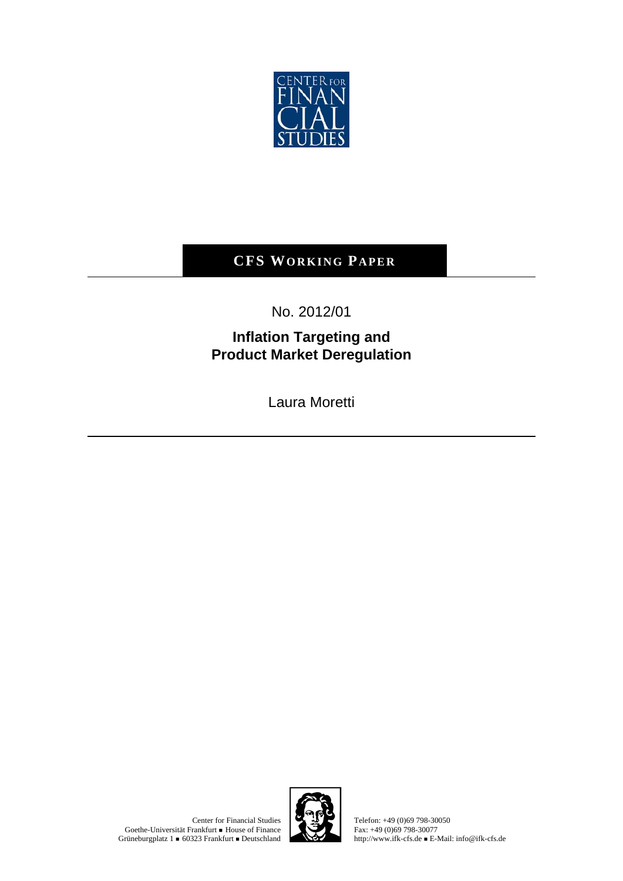# CFS WORKING PAPER

No. 2012/01

## Inflation Targeting and Product Market Deregulation

Laura Moretti

Center for Financial Studies
Goethe-Universität Frankfurt ■ House of Finance
Grüneburgplatz 1 ■ 60323 Frankfurt ■ Deutschland

Telefon: +49 (0)69 798-30050
Fax: +49 (0)69 798-30077
http://www.ifk-cfs.de ■ E-Mail: info@ifk-cfs.de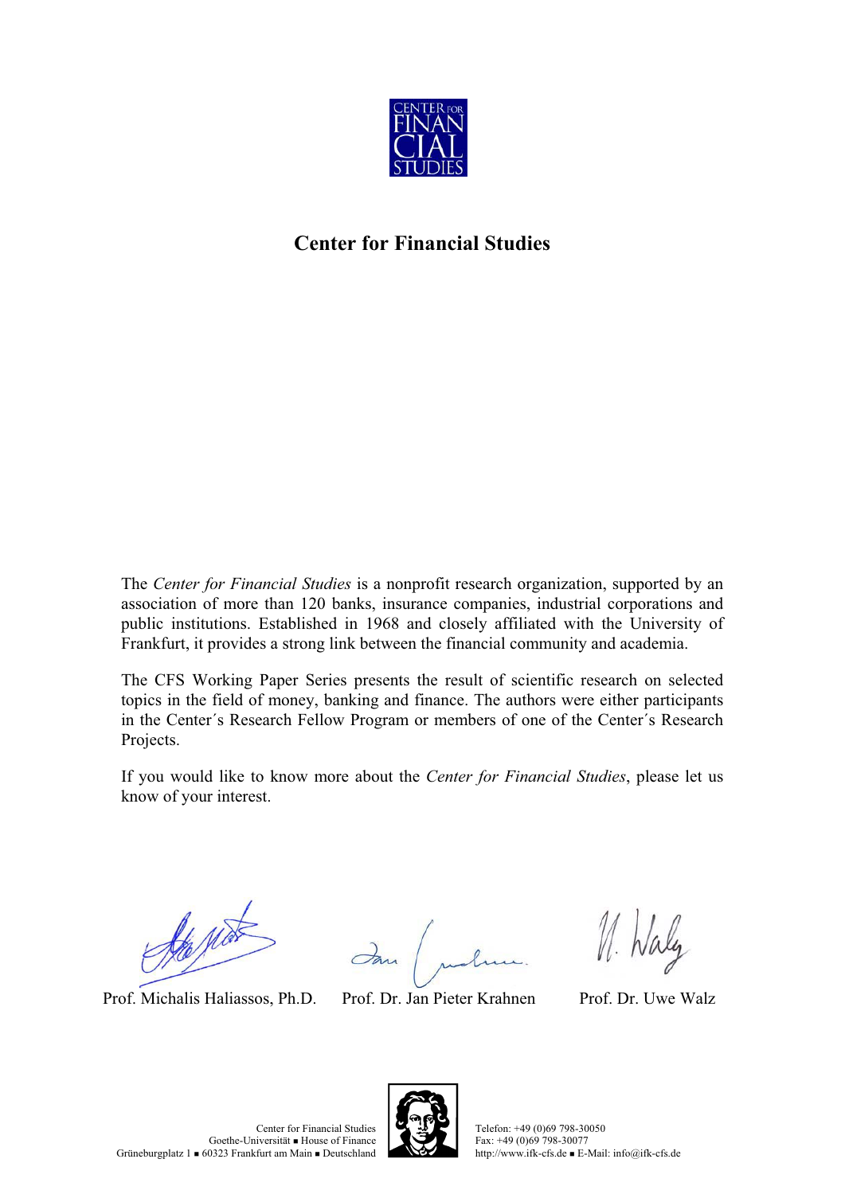# Center for Financial Studies

The *Center for Financial Studies* is a nonprofit research organization, supported by an association of more than 120 banks, insurance companies, industrial corporations and public institutions. Established in 1968 and closely affiliated with the University of Frankfurt, it provides a strong link between the financial community and academia.

The CFS Working Paper Series presents the result of scientific research on selected topics in the field of money, banking and finance. The authors were either participants in the Center´s Research Fellow Program or members of one of the Center´s Research Projects.

If you would like to know more about the *Center for Financial Studies*, please let us know of your interest.

Prof. Michalis Haliassos, Ph.D. Prof. Dr. Jan Pieter Krahnen Prof. Dr. Uwe Walz

Center for Financial Studies
Goethe-Universität ■ House of Finance
Grüneburgplatz 1 ■ 60323 Frankfurt am Main ■ Deutschland

Telefon: +49 (0)69 798-30050
Fax: +49 (0)69 798-30077
http://www.ifk-cfs.de ■ E-Mail: info@ifk-cfs.de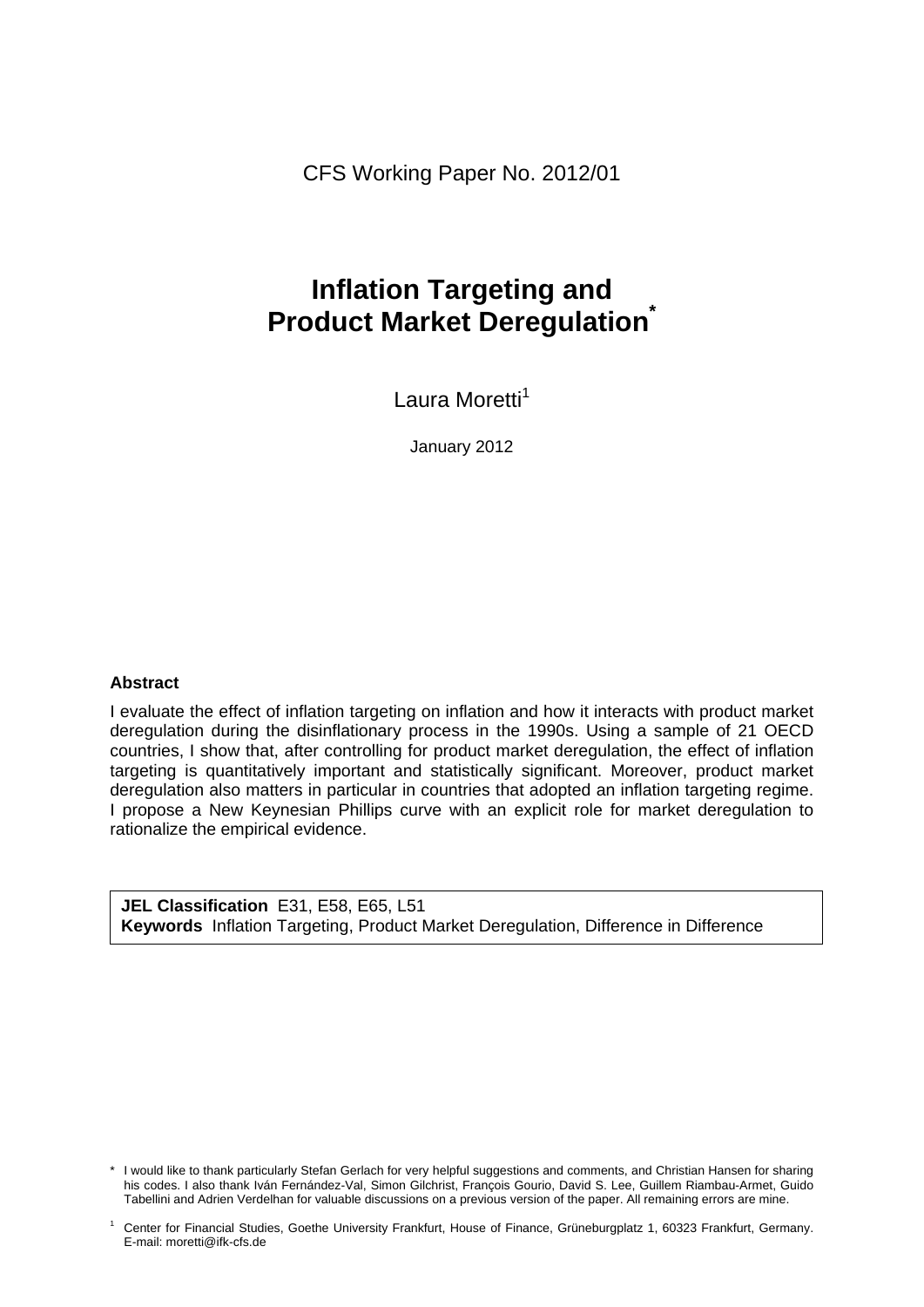CFS Working Paper No. 2012/01

# Inflation Targeting and Product Market Deregulation*

Laura Moretti[1]

January 2012

**Abstract**

I evaluate the effect of inflation targeting on inflation and how it interacts with product market deregulation during the disinflationary process in the 1990s. Using a sample of 21 OECD countries, I show that, after controlling for product market deregulation, the effect of inflation targeting is quantitatively important and statistically significant. Moreover, product market deregulation also matters in particular in countries that adopted an inflation targeting regime. I propose a New Keynesian Phillips curve with an explicit role for market deregulation to rationalize the empirical evidence.

**JEL Classification** E31, E58, E65, L51
**Keywords** Inflation Targeting, Product Market Deregulation, Difference in Difference

\* I would like to thank particularly Stefan Gerlach for very helpful suggestions and comments, and Christian Hansen for sharing his codes. I also thank Iván Fernández-Val, Simon Gilchrist, François Gourio, David S. Lee, Guillem Riambau-Armet, Guido Tabellini and Adrien Verdelhan for valuable discussions on a previous version of the paper. All remaining errors are mine.

[1] Center for Financial Studies, Goethe University Frankfurt, House of Finance, Grüneburgplatz 1, 60323 Frankfurt, Germany. E-mail: moretti@ifk-cfs.de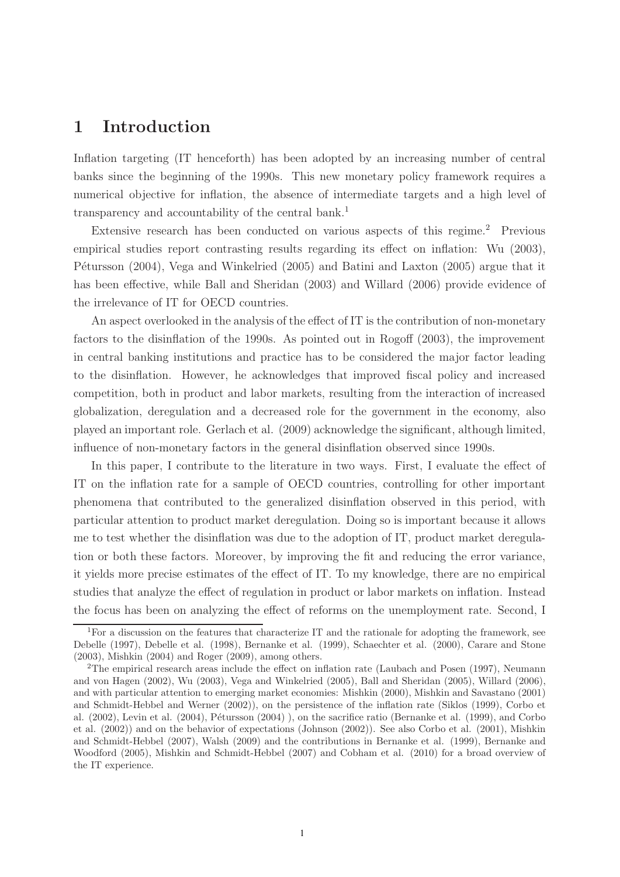# 1 Introduction

Inflation targeting (IT henceforth) has been adopted by an increasing number of central banks since the beginning of the 1990s. This new monetary policy framework requires a numerical objective for inflation, the absence of intermediate targets and a high level of transparency and accountability of the central bank.[1]

Extensive research has been conducted on various aspects of this regime.[2] Previous empirical studies report contrasting results regarding its effect on inflation: Wu (2003), Pétursson (2004), Vega and Winkelried (2005) and Batini and Laxton (2005) argue that it has been effective, while Ball and Sheridan (2003) and Willard (2006) provide evidence of the irrelevance of IT for OECD countries.

An aspect overlooked in the analysis of the effect of IT is the contribution of non-monetary factors to the disinflation of the 1990s. As pointed out in Rogoff (2003), the improvement in central banking institutions and practice has to be considered the major factor leading to the disinflation. However, he acknowledges that improved fiscal policy and increased competition, both in product and labor markets, resulting from the interaction of increased globalization, deregulation and a decreased role for the government in the economy, also played an important role. Gerlach et al. (2009) acknowledge the significant, although limited, influence of non-monetary factors in the general disinflation observed since 1990s.

In this paper, I contribute to the literature in two ways. First, I evaluate the effect of IT on the inflation rate for a sample of OECD countries, controlling for other important phenomena that contributed to the generalized disinflation observed in this period, with particular attention to product market deregulation. Doing so is important because it allows me to test whether the disinflation was due to the adoption of IT, product market deregulation or both these factors. Moreover, by improving the fit and reducing the error variance, it yields more precise estimates of the effect of IT. To my knowledge, there are no empirical studies that analyze the effect of regulation in product or labor markets on inflation. Instead the focus has been on analyzing the effect of reforms on the unemployment rate. Second, I

[1] For a discussion on the features that characterize IT and the rationale for adopting the framework, see Debelle (1997), Debelle et al. (1998), Bernanke et al. (1999), Schaechter et al. (2000), Carare and Stone (2003), Mishkin (2004) and Roger (2009), among others.

[2] The empirical research areas include the effect on inflation rate (Laubach and Posen (1997), Neumann and von Hagen (2002), Wu (2003), Vega and Winkelried (2005), Ball and Sheridan (2005), Willard (2006), and with particular attention to emerging market economies: Mishkin (2000), Mishkin and Savastano (2001) and Schmidt-Hebbel and Werner (2002)), on the persistence of the inflation rate (Siklos (1999), Corbo et al. (2002), Levin et al. (2004), Pétursson (2004) ), on the sacrifice ratio (Bernanke et al. (1999), and Corbo et al. (2002)) and on the behavior of expectations (Johnson (2002)). See also Corbo et al. (2001), Mishkin and Schmidt-Hebbel (2007), Walsh (2009) and the contributions in Bernanke et al. (1999), Bernanke and Woodford (2005), Mishkin and Schmidt-Hebbel (2007) and Cobham et al. (2010) for a broad overview of the IT experience.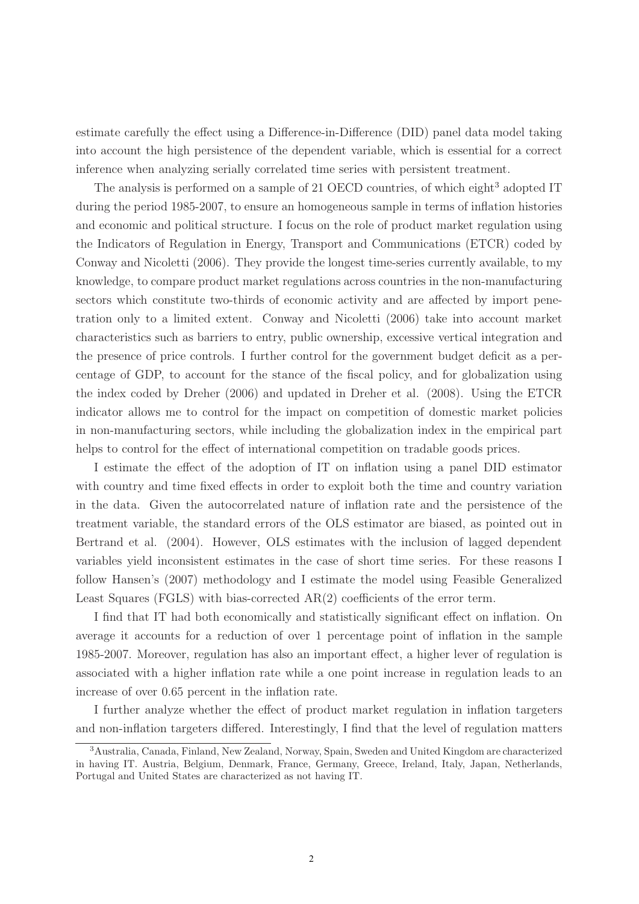estimate carefully the effect using a Difference-in-Difference (DID) panel data model taking into account the high persistence of the dependent variable, which is essential for a correct inference when analyzing serially correlated time series with persistent treatment.

The analysis is performed on a sample of 21 OECD countries, of which eight[3] adopted IT during the period 1985-2007, to ensure an homogeneous sample in terms of inflation histories and economic and political structure. I focus on the role of product market regulation using the Indicators of Regulation in Energy, Transport and Communications (ETCR) coded by Conway and Nicoletti (2006). They provide the longest time-series currently available, to my knowledge, to compare product market regulations across countries in the non-manufacturing sectors which constitute two-thirds of economic activity and are affected by import penetration only to a limited extent. Conway and Nicoletti (2006) take into account market characteristics such as barriers to entry, public ownership, excessive vertical integration and the presence of price controls. I further control for the government budget deficit as a percentage of GDP, to account for the stance of the fiscal policy, and for globalization using the index coded by Dreher (2006) and updated in Dreher et al. (2008). Using the ETCR indicator allows me to control for the impact on competition of domestic market policies in non-manufacturing sectors, while including the globalization index in the empirical part helps to control for the effect of international competition on tradable goods prices.

I estimate the effect of the adoption of IT on inflation using a panel DID estimator with country and time fixed effects in order to exploit both the time and country variation in the data. Given the autocorrelated nature of inflation rate and the persistence of the treatment variable, the standard errors of the OLS estimator are biased, as pointed out in Bertrand et al. (2004). However, OLS estimates with the inclusion of lagged dependent variables yield inconsistent estimates in the case of short time series. For these reasons I follow Hansen's (2007) methodology and I estimate the model using Feasible Generalized Least Squares (FGLS) with bias-corrected AR(2) coefficients of the error term.

I find that IT had both economically and statistically significant effect on inflation. On average it accounts for a reduction of over 1 percentage point of inflation in the sample 1985-2007. Moreover, regulation has also an important effect, a higher lever of regulation is associated with a higher inflation rate while a one point increase in regulation leads to an increase of over 0.65 percent in the inflation rate.

I further analyze whether the effect of product market regulation in inflation targeters and non-inflation targeters differed. Interestingly, I find that the level of regulation matters

[3] Australia, Canada, Finland, New Zealand, Norway, Spain, Sweden and United Kingdom are characterized in having IT. Austria, Belgium, Denmark, France, Germany, Greece, Ireland, Italy, Japan, Netherlands, Portugal and United States are characterized as not having IT.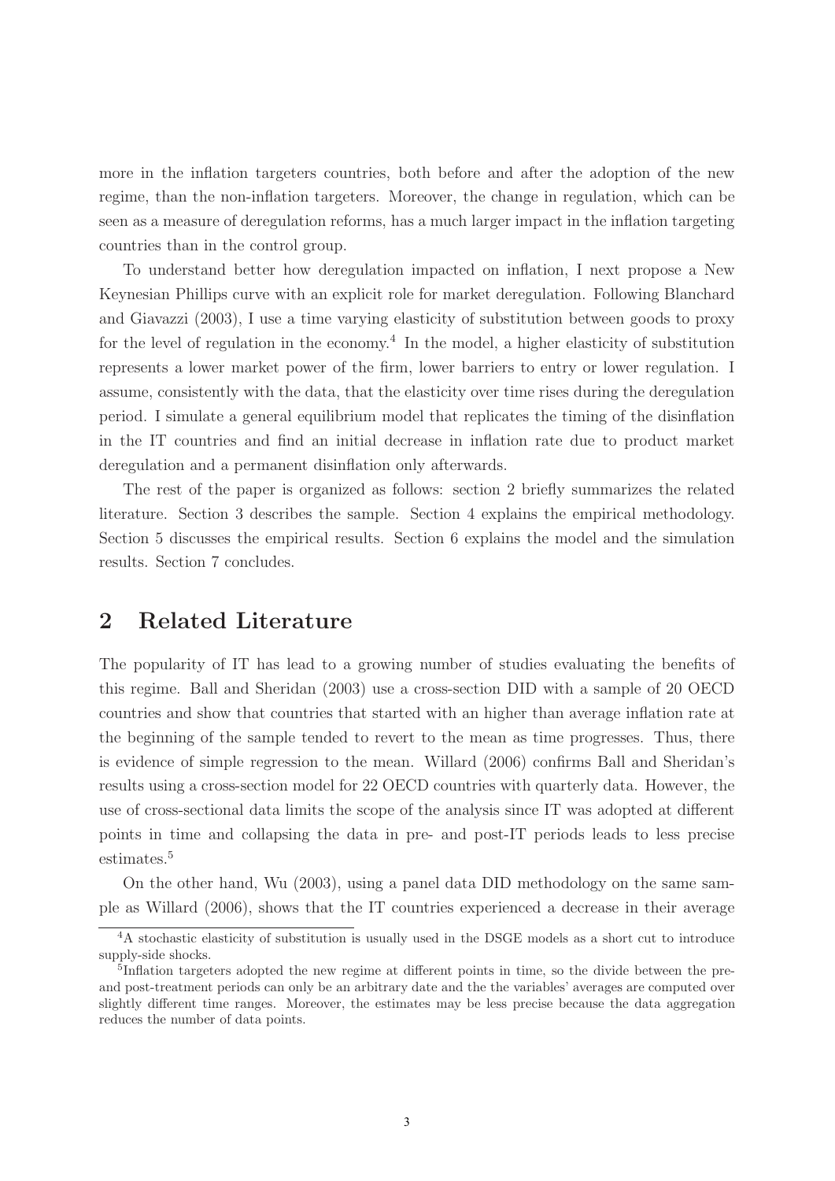more in the inflation targeters countries, both before and after the adoption of the new regime, than the non-inflation targeters. Moreover, the change in regulation, which can be seen as a measure of deregulation reforms, has a much larger impact in the inflation targeting countries than in the control group.

To understand better how deregulation impacted on inflation, I next propose a New Keynesian Phillips curve with an explicit role for market deregulation. Following Blanchard and Giavazzi (2003), I use a time varying elasticity of substitution between goods to proxy for the level of regulation in the economy.[4] In the model, a higher elasticity of substitution represents a lower market power of the firm, lower barriers to entry or lower regulation. I assume, consistently with the data, that the elasticity over time rises during the deregulation period. I simulate a general equilibrium model that replicates the timing of the disinflation in the IT countries and find an initial decrease in inflation rate due to product market deregulation and a permanent disinflation only afterwards.

The rest of the paper is organized as follows: section 2 briefly summarizes the related literature. Section 3 describes the sample. Section 4 explains the empirical methodology. Section 5 discusses the empirical results. Section 6 explains the model and the simulation results. Section 7 concludes.

## 2 Related Literature

The popularity of IT has lead to a growing number of studies evaluating the benefits of this regime. Ball and Sheridan (2003) use a cross-section DID with a sample of 20 OECD countries and show that countries that started with an higher than average inflation rate at the beginning of the sample tended to revert to the mean as time progresses. Thus, there is evidence of simple regression to the mean. Willard (2006) confirms Ball and Sheridan's results using a cross-section model for 22 OECD countries with quarterly data. However, the use of cross-sectional data limits the scope of the analysis since IT was adopted at different points in time and collapsing the data in pre- and post-IT periods leads to less precise estimates.[5]

On the other hand, Wu (2003), using a panel data DID methodology on the same sample as Willard (2006), shows that the IT countries experienced a decrease in their average

[4] A stochastic elasticity of substitution is usually used in the DSGE models as a short cut to introduce supply-side shocks.

[5] Inflation targeters adopted the new regime at different points in time, so the divide between the pre- and post-treatment periods can only be an arbitrary date and the the variables' averages are computed over slightly different time ranges. Moreover, the estimates may be less precise because the data aggregation reduces the number of data points.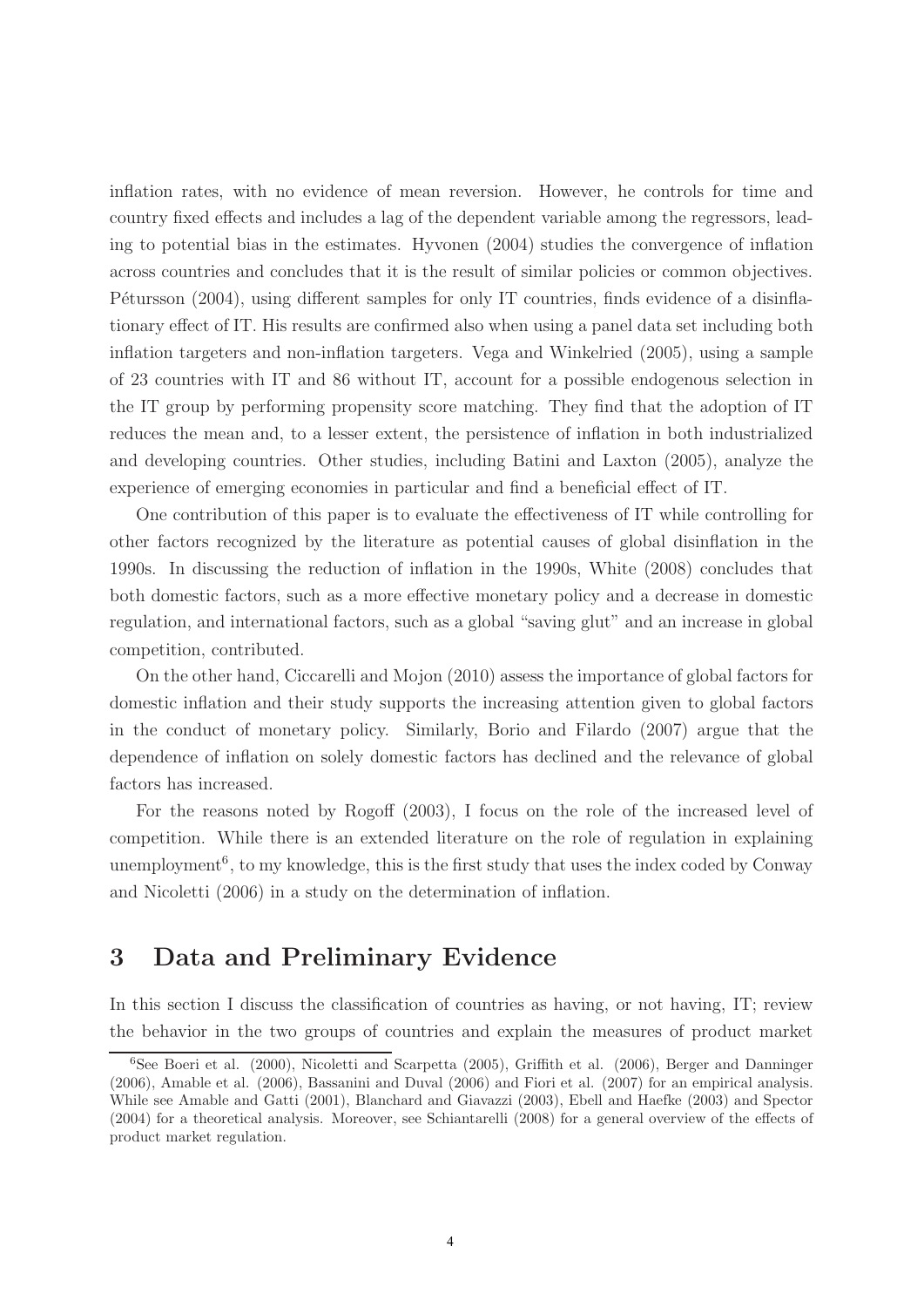inflation rates, with no evidence of mean reversion. However, he controls for time and country fixed effects and includes a lag of the dependent variable among the regressors, leading to potential bias in the estimates. Hyvonen (2004) studies the convergence of inflation across countries and concludes that it is the result of similar policies or common objectives. Pétursson (2004), using different samples for only IT countries, finds evidence of a disinflationary effect of IT. His results are confirmed also when using a panel data set including both inflation targeters and non-inflation targeters. Vega and Winkelried (2005), using a sample of 23 countries with IT and 86 without IT, account for a possible endogenous selection in the IT group by performing propensity score matching. They find that the adoption of IT reduces the mean and, to a lesser extent, the persistence of inflation in both industrialized and developing countries. Other studies, including Batini and Laxton (2005), analyze the experience of emerging economies in particular and find a beneficial effect of IT.

One contribution of this paper is to evaluate the effectiveness of IT while controlling for other factors recognized by the literature as potential causes of global disinflation in the 1990s. In discussing the reduction of inflation in the 1990s, White (2008) concludes that both domestic factors, such as a more effective monetary policy and a decrease in domestic regulation, and international factors, such as a global "saving glut" and an increase in global competition, contributed.

On the other hand, Ciccarelli and Mojon (2010) assess the importance of global factors for domestic inflation and their study supports the increasing attention given to global factors in the conduct of monetary policy. Similarly, Borio and Filardo (2007) argue that the dependence of inflation on solely domestic factors has declined and the relevance of global factors has increased.

For the reasons noted by Rogoff (2003), I focus on the role of the increased level of competition. While there is an extended literature on the role of regulation in explaining unemployment[6], to my knowledge, this is the first study that uses the index coded by Conway and Nicoletti (2006) in a study on the determination of inflation.

# 3 Data and Preliminary Evidence

In this section I discuss the classification of countries as having, or not having, IT; review the behavior in the two groups of countries and explain the measures of product market

[6]See Boeri et al. (2000), Nicoletti and Scarpetta (2005), Griffith et al. (2006), Berger and Danninger (2006), Amable et al. (2006), Bassanini and Duval (2006) and Fiori et al. (2007) for an empirical analysis. While see Amable and Gatti (2001), Blanchard and Giavazzi (2003), Ebell and Haefke (2003) and Spector (2004) for a theoretical analysis. Moreover, see Schiantarelli (2008) for a general overview of the effects of product market regulation.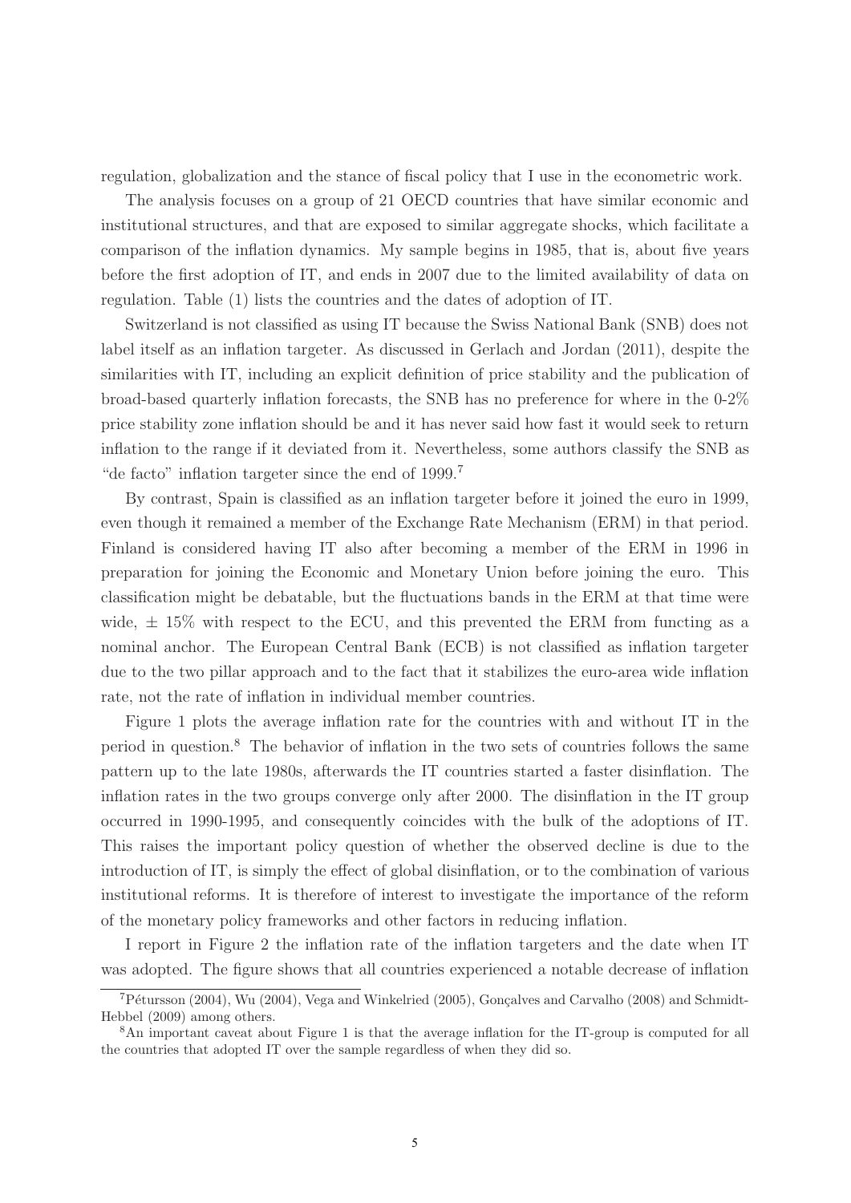regulation, globalization and the stance of fiscal policy that I use in the econometric work.

The analysis focuses on a group of 21 OECD countries that have similar economic and institutional structures, and that are exposed to similar aggregate shocks, which facilitate a comparison of the inflation dynamics. My sample begins in 1985, that is, about five years before the first adoption of IT, and ends in 2007 due to the limited availability of data on regulation. Table (1) lists the countries and the dates of adoption of IT.

Switzerland is not classified as using IT because the Swiss National Bank (SNB) does not label itself as an inflation targeter. As discussed in Gerlach and Jordan (2011), despite the similarities with IT, including an explicit definition of price stability and the publication of broad-based quarterly inflation forecasts, the SNB has no preference for where in the 0-2% price stability zone inflation should be and it has never said how fast it would seek to return inflation to the range if it deviated from it. Nevertheless, some authors classify the SNB as "de facto" inflation targeter since the end of 1999.[7]

By contrast, Spain is classified as an inflation targeter before it joined the euro in 1999, even though it remained a member of the Exchange Rate Mechanism (ERM) in that period. Finland is considered having IT also after becoming a member of the ERM in 1996 in preparation for joining the Economic and Monetary Union before joining the euro. This classification might be debatable, but the fluctuations bands in the ERM at that time were wide, $\pm$ 15% with respect to the ECU, and this prevented the ERM from functing as a nominal anchor. The European Central Bank (ECB) is not classified as inflation targeter due to the two pillar approach and to the fact that it stabilizes the euro-area wide inflation rate, not the rate of inflation in individual member countries.

Figure 1 plots the average inflation rate for the countries with and without IT in the period in question.[8] The behavior of inflation in the two sets of countries follows the same pattern up to the late 1980s, afterwards the IT countries started a faster disinflation. The inflation rates in the two groups converge only after 2000. The disinflation in the IT group occurred in 1990-1995, and consequently coincides with the bulk of the adoptions of IT. This raises the important policy question of whether the observed decline is due to the introduction of IT, is simply the effect of global disinflation, or to the combination of various institutional reforms. It is therefore of interest to investigate the importance of the reform of the monetary policy frameworks and other factors in reducing inflation.

I report in Figure 2 the inflation rate of the inflation targeters and the date when IT was adopted. The figure shows that all countries experienced a notable decrease of inflation

[7] Pétursson (2004), Wu (2004), Vega and Winkelried (2005), Gonçalves and Carvalho (2008) and Schmidt-Hebbel (2009) among others.

[8] An important caveat about Figure 1 is that the average inflation for the IT-group is computed for all the countries that adopted IT over the sample regardless of when they did so.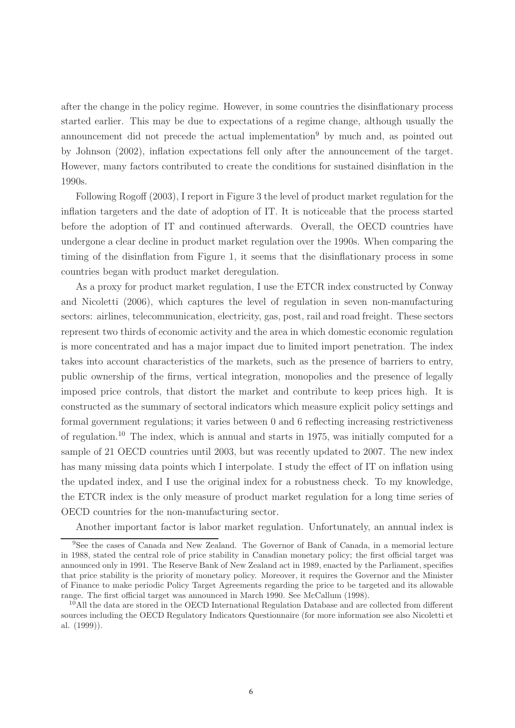after the change in the policy regime. However, in some countries the disinflationary process started earlier. This may be due to expectations of a regime change, although usually the announcement did not precede the actual implementation[9] by much and, as pointed out by Johnson (2002), inflation expectations fell only after the announcement of the target. However, many factors contributed to create the conditions for sustained disinflation in the 1990s.

Following Rogoff (2003), I report in Figure 3 the level of product market regulation for the inflation targeters and the date of adoption of IT. It is noticeable that the process started before the adoption of IT and continued afterwards. Overall, the OECD countries have undergone a clear decline in product market regulation over the 1990s. When comparing the timing of the disinflation from Figure 1, it seems that the disinflationary process in some countries began with product market deregulation.

As a proxy for product market regulation, I use the ETCR index constructed by Conway and Nicoletti (2006), which captures the level of regulation in seven non-manufacturing sectors: airlines, telecommunication, electricity, gas, post, rail and road freight. These sectors represent two thirds of economic activity and the area in which domestic economic regulation is more concentrated and has a major impact due to limited import penetration. The index takes into account characteristics of the markets, such as the presence of barriers to entry, public ownership of the firms, vertical integration, monopolies and the presence of legally imposed price controls, that distort the market and contribute to keep prices high. It is constructed as the summary of sectoral indicators which measure explicit policy settings and formal government regulations; it varies between 0 and 6 reflecting increasing restrictiveness of regulation.[10] The index, which is annual and starts in 1975, was initially computed for a sample of 21 OECD countries until 2003, but was recently updated to 2007. The new index has many missing data points which I interpolate. I study the effect of IT on inflation using the updated index, and I use the original index for a robustness check. To my knowledge, the ETCR index is the only measure of product market regulation for a long time series of OECD countries for the non-manufacturing sector.

Another important factor is labor market regulation. Unfortunately, an annual index is

---

[9] See the cases of Canada and New Zealand. The Governor of Bank of Canada, in a memorial lecture in 1988, stated the central role of price stability in Canadian monetary policy; the first official target was announced only in 1991. The Reserve Bank of New Zealand act in 1989, enacted by the Parliament, specifies that price stability is the priority of monetary policy. Moreover, it requires the Governor and the Minister of Finance to make periodic Policy Target Agreements regarding the price to be targeted and its allowable range. The first official target was announced in March 1990. See McCallum (1998).

[10] All the data are stored in the OECD International Regulation Database and are collected from different sources including the OECD Regulatory Indicators Questionnaire (for more information see also Nicoletti et al. (1999)).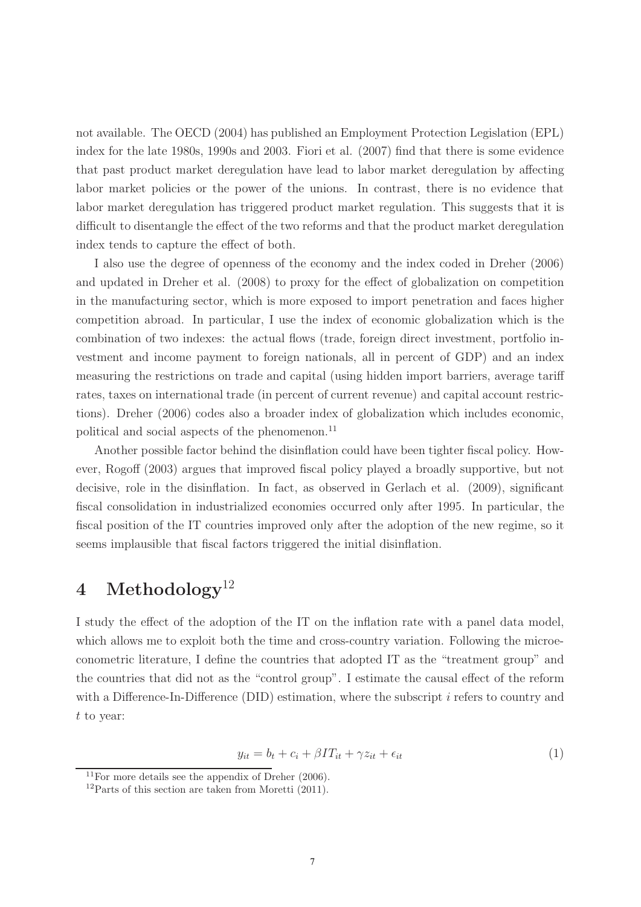not available. The OECD (2004) has published an Employment Protection Legislation (EPL) index for the late 1980s, 1990s and 2003. Fiori et al. (2007) find that there is some evidence that past product market deregulation have lead to labor market deregulation by affecting labor market policies or the power of the unions. In contrast, there is no evidence that labor market deregulation has triggered product market regulation. This suggests that it is difficult to disentangle the effect of the two reforms and that the product market deregulation index tends to capture the effect of both.

I also use the degree of openness of the economy and the index coded in Dreher (2006) and updated in Dreher et al. (2008) to proxy for the effect of globalization on competition in the manufacturing sector, which is more exposed to import penetration and faces higher competition abroad. In particular, I use the index of economic globalization which is the combination of two indexes: the actual flows (trade, foreign direct investment, portfolio investment and income payment to foreign nationals, all in percent of GDP) and an index measuring the restrictions on trade and capital (using hidden import barriers, average tariff rates, taxes on international trade (in percent of current revenue) and capital account restrictions). Dreher (2006) codes also a broader index of globalization which includes economic, political and social aspects of the phenomenon.[11]

Another possible factor behind the disinflation could have been tighter fiscal policy. However, Rogoff (2003) argues that improved fiscal policy played a broadly supportive, but not decisive, role in the disinflation. In fact, as observed in Gerlach et al. (2009), significant fiscal consolidation in industrialized economies occurred only after 1995. In particular, the fiscal position of the IT countries improved only after the adoption of the new regime, so it seems implausible that fiscal factors triggered the initial disinflation.

# 4 Methodology[12]

I study the effect of the adoption of the IT on the inflation rate with a panel data model, which allows me to exploit both the time and cross-country variation. Following the microeconometric literature, I define the countries that adopted IT as the "treatment group" and the countries that did not as the "control group". I estimate the causal effect of the reform with a Difference-In-Difference (DID) estimation, where the subscript $i$ refers to country and $t$ to year:

$$y_{it} = b_t + c_i + \beta IT_{it} + \gamma z_{it} + \epsilon_{it} \tag{1}$$

[11] For more details see the appendix of Dreher (2006).

[12] Parts of this section are taken from Moretti (2011).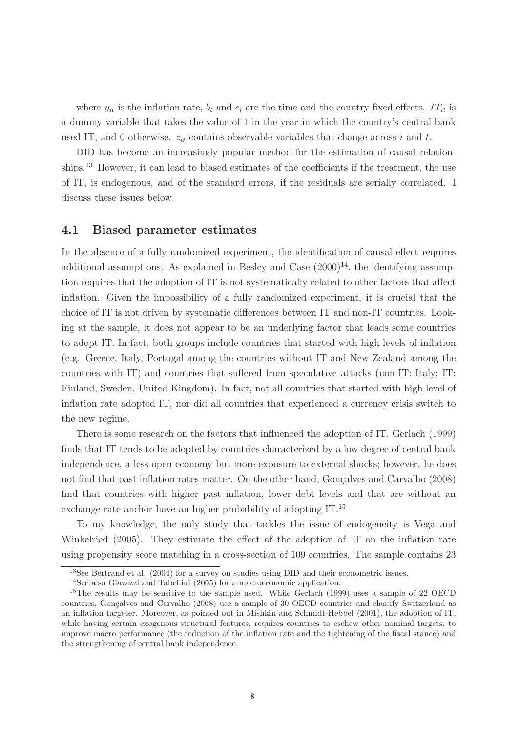where $y_{it}$ is the inflation rate, $b_t$ and $c_i$ are the time and the country fixed effects. $IT_{it}$ is a dummy variable that takes the value of 1 in the year in which the country's central bank used IT, and 0 otherwise. $z_{it}$ contains observable variables that change across $i$ and $t$.

DID has become an increasingly popular method for the estimation of causal relationships.[13] However, it can lead to biased estimates of the coefficients if the treatment, the use of IT, is endogenous, and of the standard errors, if the residuals are serially correlated. I discuss these issues below.

## 4.1 Biased parameter estimates

In the absence of a fully randomized experiment, the identification of causal effect requires additional assumptions. As explained in Besley and Case (2000)[14], the identifying assumption requires that the adoption of IT is not systematically related to other factors that affect inflation. Given the impossibility of a fully randomized experiment, it is crucial that the choice of IT is not driven by systematic differences between IT and non-IT countries. Looking at the sample, it does not appear to be an underlying factor that leads some countries to adopt IT. In fact, both groups include countries that started with high levels of inflation (e.g. Greece, Italy, Portugal among the countries without IT and New Zealand among the countries with IT) and countries that suffered from speculative attacks (non-IT: Italy; IT: Finland, Sweden, United Kingdom). In fact, not all countries that started with high level of inflation rate adopted IT, nor did all countries that experienced a currency crisis switch to the new regime.

There is some research on the factors that influenced the adoption of IT. Gerlach (1999) finds that IT tends to be adopted by countries characterized by a low degree of central bank independence, a less open economy but more exposure to external shocks; however, he does not find that past inflation rates matter. On the other hand, Gonçalves and Carvalho (2008) find that countries with higher past inflation, lower debt levels and that are without an exchange rate anchor have an higher probability of adopting IT.[15]

To my knowledge, the only study that tackles the issue of endogeneity is Vega and Winkelried (2005). They estimate the effect of the adoption of IT on the inflation rate using propensity score matching in a cross-section of 109 countries. The sample contains 23

[13] See Bertrand et al. (2004) for a survey on studies using DID and their econometric issues.

[14] See also Giavazzi and Tabellini (2005) for a macroeconomic application.

[15] The results may be sensitive to the sample used. While Gerlach (1999) uses a sample of 22 OECD countries, Gonçalves and Carvalho (2008) use a sample of 30 OECD countries and classify Switzerland as an inflation targeter. Moreover, as pointed out in Mishkin and Schmidt-Hebbel (2001), the adoption of IT, while having certain exogenous structural features, requires countries to eschew other nominal targets, to improve macro performance (the reduction of the inflation rate and the tightening of the fiscal stance) and the strengthening of central bank independence.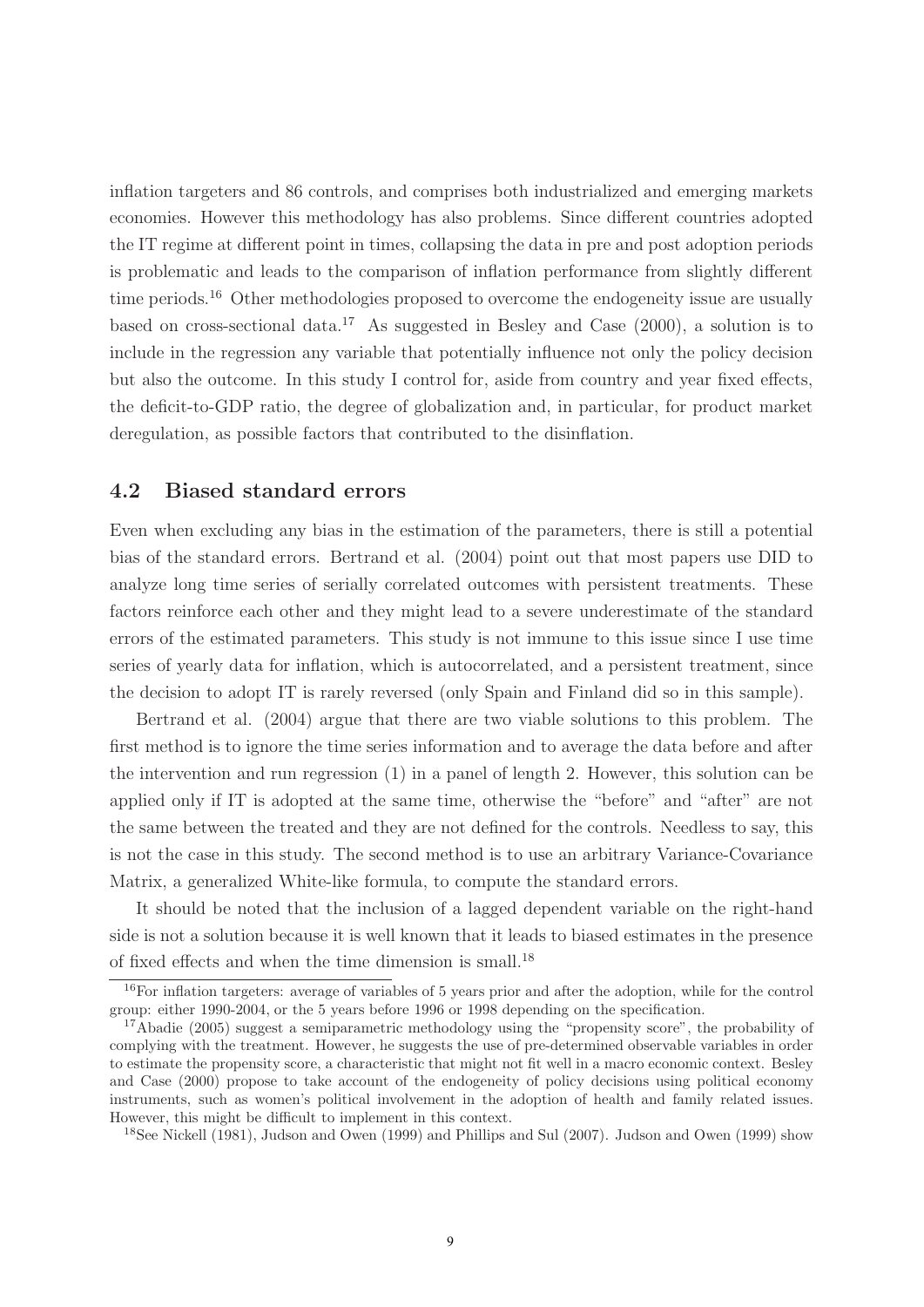inflation targeters and 86 controls, and comprises both industrialized and emerging markets economies. However this methodology has also problems. Since different countries adopted the IT regime at different point in times, collapsing the data in pre and post adoption periods is problematic and leads to the comparison of inflation performance from slightly different time periods.[16] Other methodologies proposed to overcome the endogeneity issue are usually based on cross-sectional data.[17] As suggested in Besley and Case (2000), a solution is to include in the regression any variable that potentially influence not only the policy decision but also the outcome. In this study I control for, aside from country and year fixed effects, the deficit-to-GDP ratio, the degree of globalization and, in particular, for product market deregulation, as possible factors that contributed to the disinflation.

## 4.2 Biased standard errors

Even when excluding any bias in the estimation of the parameters, there is still a potential bias of the standard errors. Bertrand et al. (2004) point out that most papers use DID to analyze long time series of serially correlated outcomes with persistent treatments. These factors reinforce each other and they might lead to a severe underestimate of the standard errors of the estimated parameters. This study is not immune to this issue since I use time series of yearly data for inflation, which is autocorrelated, and a persistent treatment, since the decision to adopt IT is rarely reversed (only Spain and Finland did so in this sample).

Bertrand et al. (2004) argue that there are two viable solutions to this problem. The first method is to ignore the time series information and to average the data before and after the intervention and run regression (1) in a panel of length 2. However, this solution can be applied only if IT is adopted at the same time, otherwise the "before" and "after" are not the same between the treated and they are not defined for the controls. Needless to say, this is not the case in this study. The second method is to use an arbitrary Variance-Covariance Matrix, a generalized White-like formula, to compute the standard errors.

It should be noted that the inclusion of a lagged dependent variable on the right-hand side is not a solution because it is well known that it leads to biased estimates in the presence of fixed effects and when the time dimension is small.[18]

---

[16] For inflation targeters: average of variables of 5 years prior and after the adoption, while for the control group: either 1990-2004, or the 5 years before 1996 or 1998 depending on the specification.

[17] Abadie (2005) suggest a semiparametric methodology using the "propensity score", the probability of complying with the treatment. However, he suggests the use of pre-determined observable variables in order to estimate the propensity score, a characteristic that might not fit well in a macro economic context. Besley and Case (2000) propose to take account of the endogeneity of policy decisions using political economy instruments, such as women's political involvement in the adoption of health and family related issues. However, this might be difficult to implement in this context.

[18] See Nickell (1981), Judson and Owen (1999) and Phillips and Sul (2007). Judson and Owen (1999) show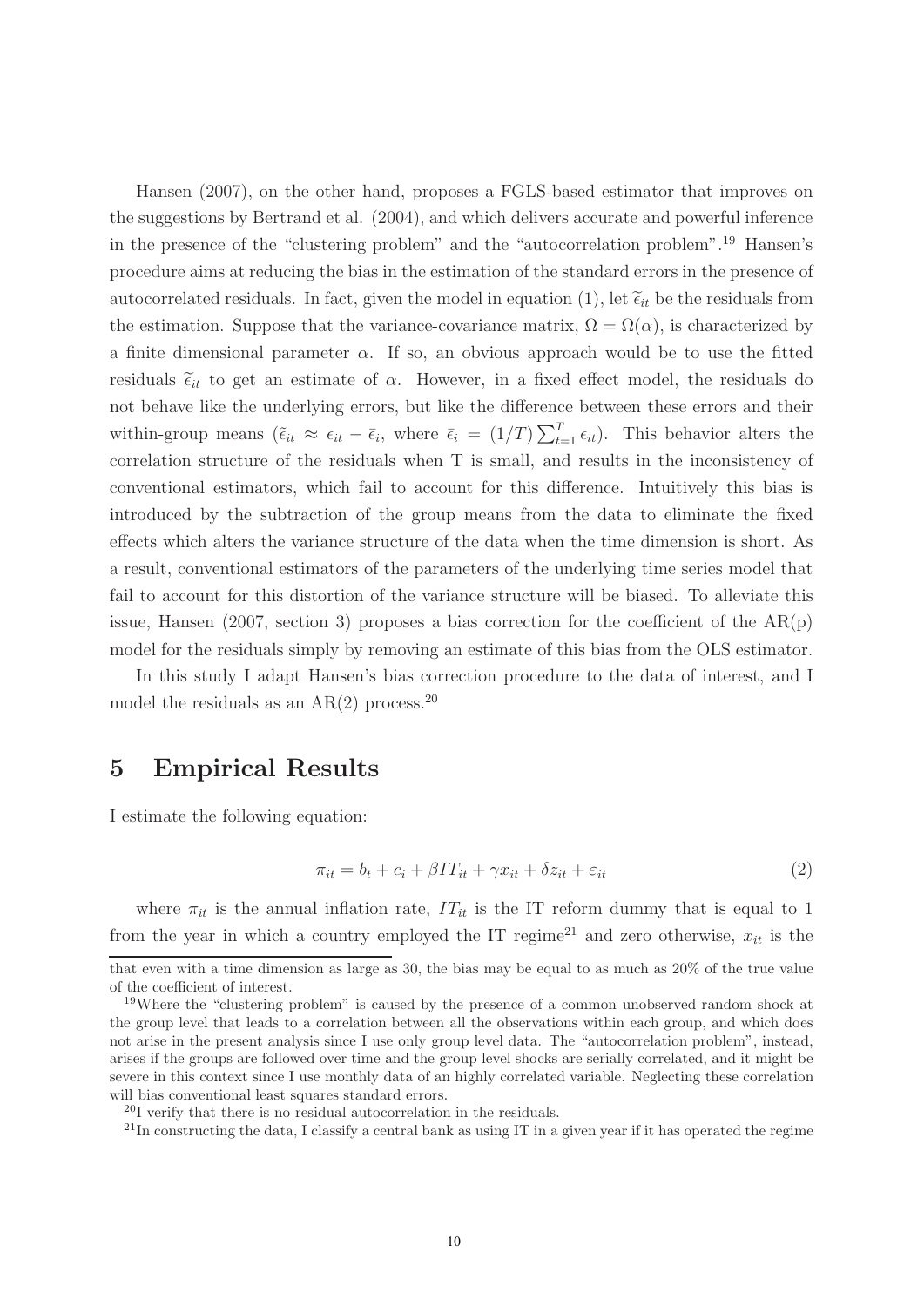Hansen (2007), on the other hand, proposes a FGLS-based estimator that improves on the suggestions by Bertrand et al. (2004), and which delivers accurate and powerful inference in the presence of the "clustering problem" and the "autocorrelation problem".[19] Hansen's procedure aims at reducing the bias in the estimation of the standard errors in the presence of autocorrelated residuals. In fact, given the model in equation (1), let $\widetilde{\epsilon}_{it}$ be the residuals from the estimation. Suppose that the variance-covariance matrix, $\Omega = \Omega(\alpha)$, is characterized by a finite dimensional parameter $\alpha$. If so, an obvious approach would be to use the fitted residuals $\widetilde{\epsilon}_{it}$ to get an estimate of $\alpha$. However, in a fixed effect model, the residuals do not behave like the underlying errors, but like the difference between these errors and their within-group means ($\tilde{\epsilon}_{it} \approx \epsilon_{it} - \bar{\epsilon}_i$, where $\bar{\epsilon}_i = (1/T)\sum_{t=1}^{T} \epsilon_{it}$). This behavior alters the correlation structure of the residuals when T is small, and results in the inconsistency of conventional estimators, which fail to account for this difference. Intuitively this bias is introduced by the subtraction of the group means from the data to eliminate the fixed effects which alters the variance structure of the data when the time dimension is short. As a result, conventional estimators of the parameters of the underlying time series model that fail to account for this distortion of the variance structure will be biased. To alleviate this issue, Hansen (2007, section 3) proposes a bias correction for the coefficient of the AR(p) model for the residuals simply by removing an estimate of this bias from the OLS estimator.

In this study I adapt Hansen's bias correction procedure to the data of interest, and I model the residuals as an AR(2) process.[20]

# 5 Empirical Results

I estimate the following equation:

$$\pi_{it} = b_t + c_i + \beta IT_{it} + \gamma x_{it} + \delta z_{it} + \varepsilon_{it} \tag{2}$$

where $\pi_{it}$ is the annual inflation rate, $IT_{it}$ is the IT reform dummy that is equal to 1 from the year in which a country employed the IT regime[21] and zero otherwise, $x_{it}$ is the

---

that even with a time dimension as large as 30, the bias may be equal to as much as 20% of the true value of the coefficient of interest.

[19] Where the "clustering problem" is caused by the presence of a common unobserved random shock at the group level that leads to a correlation between all the observations within each group, and which does not arise in the present analysis since I use only group level data. The "autocorrelation problem", instead, arises if the groups are followed over time and the group level shocks are serially correlated, and it might be severe in this context since I use monthly data of an highly correlated variable. Neglecting these correlation will bias conventional least squares standard errors.

[20] I verify that there is no residual autocorrelation in the residuals.

[21] In constructing the data, I classify a central bank as using IT in a given year if it has operated the regime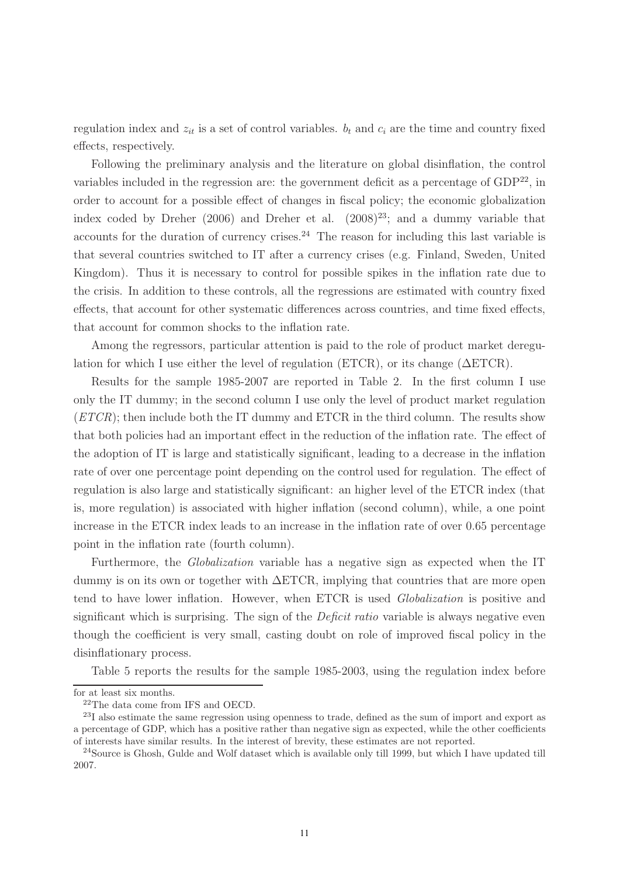regulation index and $z_{it}$ is a set of control variables. $b_t$ and $c_i$ are the time and country fixed effects, respectively.

Following the preliminary analysis and the literature on global disinflation, the control variables included in the regression are: the government deficit as a percentage of GDP[22], in order to account for a possible effect of changes in fiscal policy; the economic globalization index coded by Dreher (2006) and Dreher et al. (2008)[23]; and a dummy variable that accounts for the duration of currency crises.[24] The reason for including this last variable is that several countries switched to IT after a currency crises (e.g. Finland, Sweden, United Kingdom). Thus it is necessary to control for possible spikes in the inflation rate due to the crisis. In addition to these controls, all the regressions are estimated with country fixed effects, that account for other systematic differences across countries, and time fixed effects, that account for common shocks to the inflation rate.

Among the regressors, particular attention is paid to the role of product market deregulation for which I use either the level of regulation (ETCR), or its change ($\Delta$ETCR).

Results for the sample 1985-2007 are reported in Table 2. In the first column I use only the IT dummy; in the second column I use only the level of product market regulation (*ETCR*); then include both the IT dummy and ETCR in the third column. The results show that both policies had an important effect in the reduction of the inflation rate. The effect of the adoption of IT is large and statistically significant, leading to a decrease in the inflation rate of over one percentage point depending on the control used for regulation. The effect of regulation is also large and statistically significant: an higher level of the ETCR index (that is, more regulation) is associated with higher inflation (second column), while, a one point increase in the ETCR index leads to an increase in the inflation rate of over 0.65 percentage point in the inflation rate (fourth column).

Furthermore, the *Globalization* variable has a negative sign as expected when the IT dummy is on its own or together with $\Delta$ETCR, implying that countries that are more open tend to have lower inflation. However, when ETCR is used *Globalization* is positive and significant which is surprising. The sign of the *Deficit ratio* variable is always negative even though the coefficient is very small, casting doubt on role of improved fiscal policy in the disinflationary process.

Table 5 reports the results for the sample 1985-2003, using the regulation index before

for at least six months.

[22]The data come from IFS and OECD.

[23]I also estimate the same regression using openness to trade, defined as the sum of import and export as a percentage of GDP, which has a positive rather than negative sign as expected, while the other coefficients of interests have similar results. In the interest of brevity, these estimates are not reported.

[24]Source is Ghosh, Gulde and Wolf dataset which is available only till 1999, but which I have updated till 2007.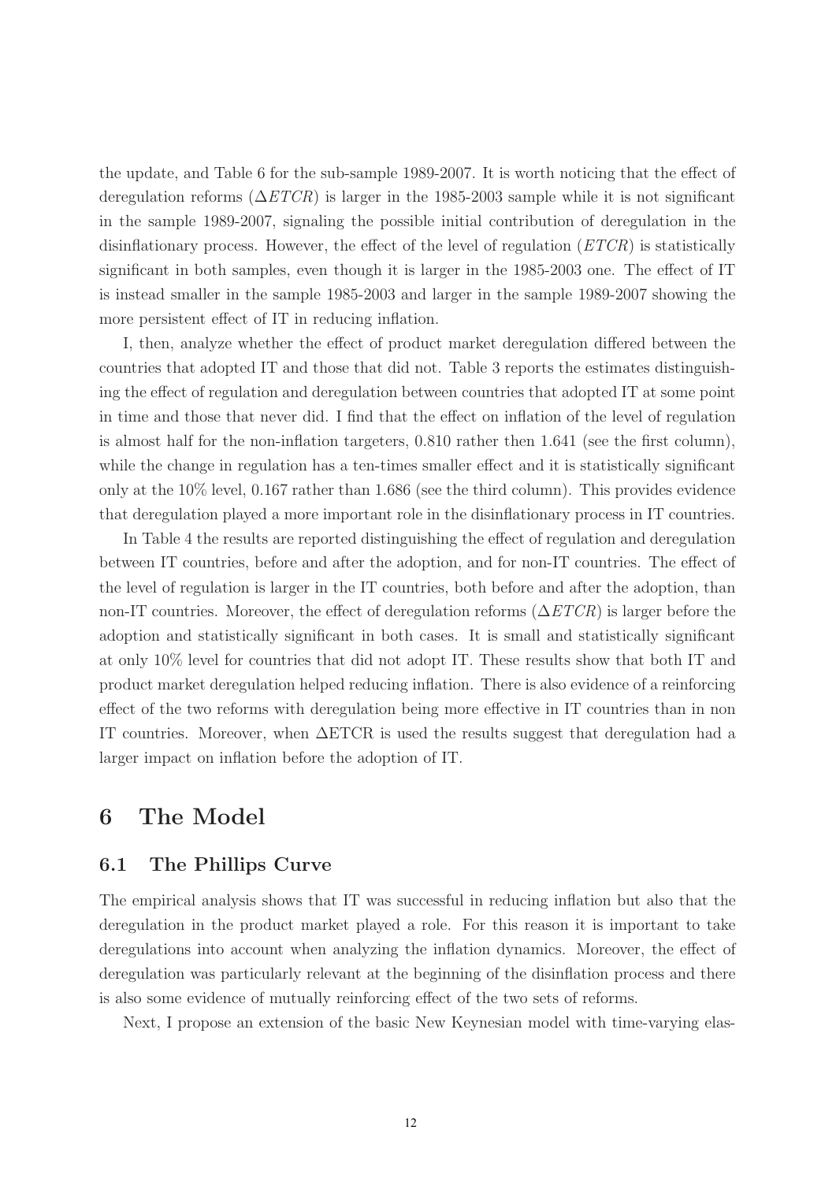the update, and Table 6 for the sub-sample 1989-2007. It is worth noticing that the effect of deregulation reforms ($\Delta ETCR$) is larger in the 1985-2003 sample while it is not significant in the sample 1989-2007, signaling the possible initial contribution of deregulation in the disinflationary process. However, the effect of the level of regulation ($ETCR$) is statistically significant in both samples, even though it is larger in the 1985-2003 one. The effect of IT is instead smaller in the sample 1985-2003 and larger in the sample 1989-2007 showing the more persistent effect of IT in reducing inflation.

I, then, analyze whether the effect of product market deregulation differed between the countries that adopted IT and those that did not. Table 3 reports the estimates distinguishing the effect of regulation and deregulation between countries that adopted IT at some point in time and those that never did. I find that the effect on inflation of the level of regulation is almost half for the non-inflation targeters, 0.810 rather then 1.641 (see the first column), while the change in regulation has a ten-times smaller effect and it is statistically significant only at the 10% level, 0.167 rather than 1.686 (see the third column). This provides evidence that deregulation played a more important role in the disinflationary process in IT countries.

In Table 4 the results are reported distinguishing the effect of regulation and deregulation between IT countries, before and after the adoption, and for non-IT countries. The effect of the level of regulation is larger in the IT countries, both before and after the adoption, than non-IT countries. Moreover, the effect of deregulation reforms ($\Delta ETCR$) is larger before the adoption and statistically significant in both cases. It is small and statistically significant at only 10% level for countries that did not adopt IT. These results show that both IT and product market deregulation helped reducing inflation. There is also evidence of a reinforcing effect of the two reforms with deregulation being more effective in IT countries than in non IT countries. Moreover, when $\Delta$ETCR is used the results suggest that deregulation had a larger impact on inflation before the adoption of IT.

# 6 The Model

## 6.1 The Phillips Curve

The empirical analysis shows that IT was successful in reducing inflation but also that the deregulation in the product market played a role. For this reason it is important to take deregulations into account when analyzing the inflation dynamics. Moreover, the effect of deregulation was particularly relevant at the beginning of the disinflation process and there is also some evidence of mutually reinforcing effect of the two sets of reforms.

Next, I propose an extension of the basic New Keynesian model with time-varying elas-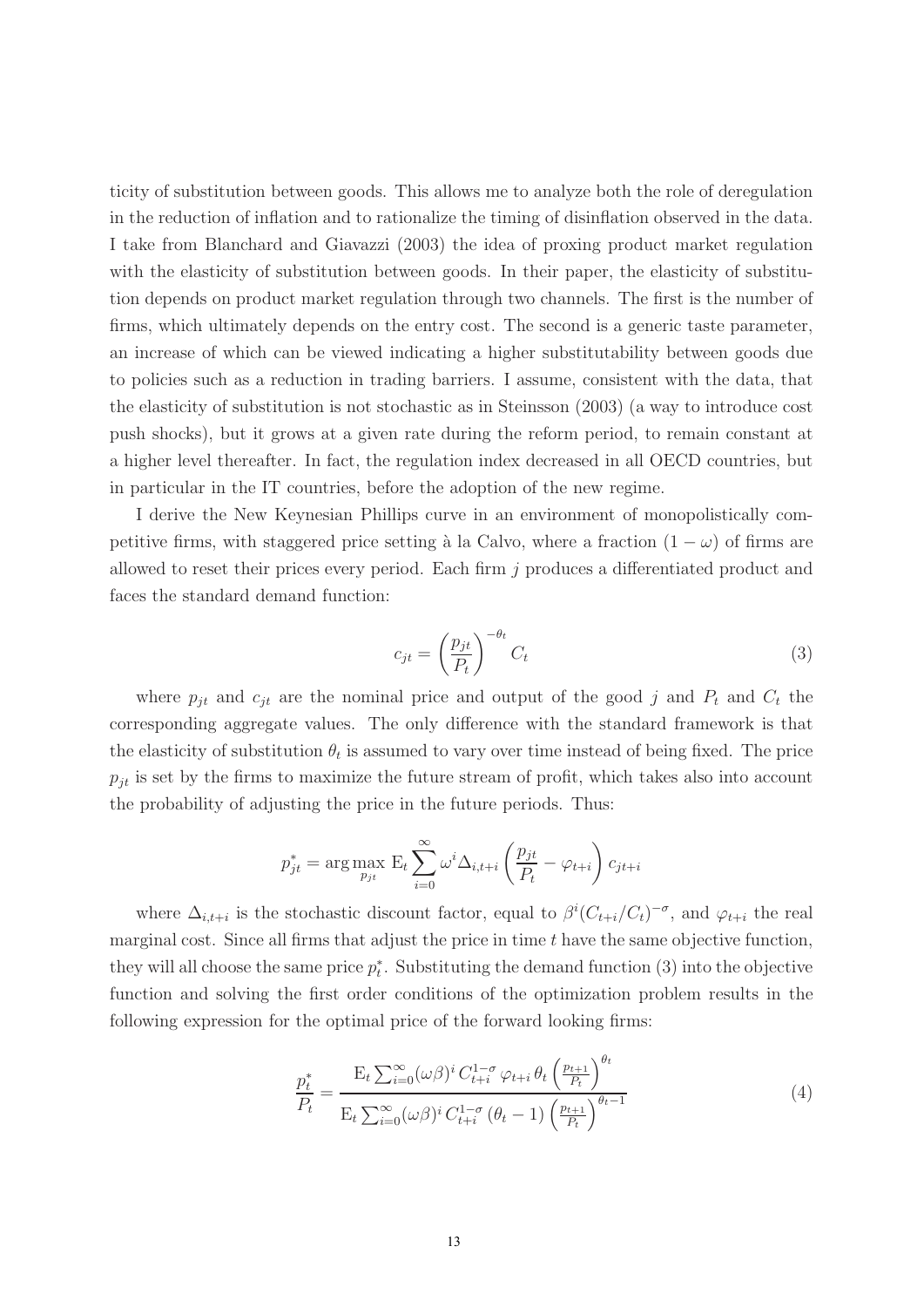ticity of substitution between goods. This allows me to analyze both the role of deregulation in the reduction of inflation and to rationalize the timing of disinflation observed in the data. I take from Blanchard and Giavazzi (2003) the idea of proxing product market regulation with the elasticity of substitution between goods. In their paper, the elasticity of substitution depends on product market regulation through two channels. The first is the number of firms, which ultimately depends on the entry cost. The second is a generic taste parameter, an increase of which can be viewed indicating a higher substitutability between goods due to policies such as a reduction in trading barriers. I assume, consistent with the data, that the elasticity of substitution is not stochastic as in Steinsson (2003) (a way to introduce cost push shocks), but it grows at a given rate during the reform period, to remain constant at a higher level thereafter. In fact, the regulation index decreased in all OECD countries, but in particular in the IT countries, before the adoption of the new regime.

I derive the New Keynesian Phillips curve in an environment of monopolistically competitive firms, with staggered price setting à la Calvo, where a fraction $(1-\omega)$ of firms are allowed to reset their prices every period. Each firm $j$ produces a differentiated product and faces the standard demand function:

$$c_{jt} = \left(\frac{p_{jt}}{P_t}\right)^{-\theta_t} C_t \tag{3}$$

where $p_{jt}$ and $c_{jt}$ are the nominal price and output of the good $j$ and $P_t$ and $C_t$ the corresponding aggregate values. The only difference with the standard framework is that the elasticity of substitution $\theta_t$ is assumed to vary over time instead of being fixed. The price $p_{jt}$ is set by the firms to maximize the future stream of profit, which takes also into account the probability of adjusting the price in the future periods. Thus:

$$p^*_{jt} = \arg\max_{p_{jt}} \mathrm{E}_t \sum_{i=0}^{\infty} \omega^i \Delta_{i,t+i} \left(\frac{p_{jt}}{P_t} - \varphi_{t+i}\right) c_{jt+i}$$

where $\Delta_{i,t+i}$ is the stochastic discount factor, equal to $\beta^i (C_{t+i}/C_t)^{-\sigma}$, and $\varphi_{t+i}$ the real marginal cost. Since all firms that adjust the price in time $t$ have the same objective function, they will all choose the same price $p^*_t$. Substituting the demand function (3) into the objective function and solving the first order conditions of the optimization problem results in the following expression for the optimal price of the forward looking firms:

$$\frac{p^*_t}{P_t} = \frac{\mathrm{E}_t \sum_{i=0}^{\infty} (\omega\beta)^i \, C_{t+i}^{1-\sigma} \, \varphi_{t+i} \, \theta_t \left(\frac{p_{t+1}}{P_t}\right)^{\theta_t}}{\mathrm{E}_t \sum_{i=0}^{\infty} (\omega\beta)^i \, C_{t+i}^{1-\sigma} \, (\theta_t - 1) \left(\frac{p_{t+1}}{P_t}\right)^{\theta_t - 1}} \tag{4}$$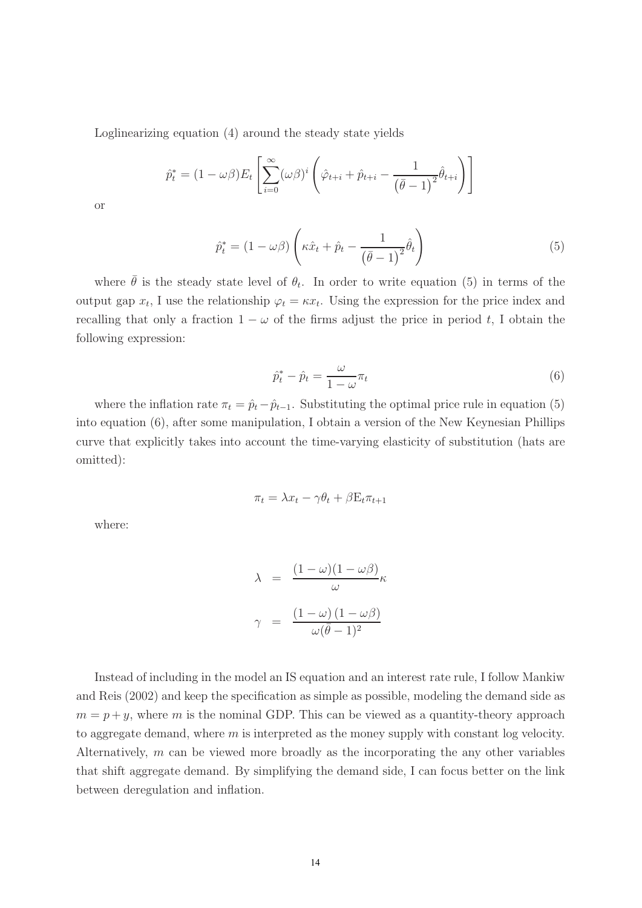Loglinearizing equation (4) around the steady state yields

$$\hat{p}_t^* = (1 - \omega\beta) E_t \left[ \sum_{i=0}^{\infty} (\omega\beta)^i \left( \hat{\varphi}_{t+i} + \hat{p}_{t+i} - \frac{1}{\left(\bar{\theta} - 1\right)^2} \hat{\theta}_{t+i} \right) \right]$$

or

$$\hat{p}_t^* = (1 - \omega\beta) \left( \kappa \hat{x}_t + \hat{p}_t - \frac{1}{\left(\bar{\theta} - 1\right)^2} \hat{\theta}_t \right) \tag{5}$$

where $\bar{\theta}$ is the steady state level of $\theta_t$. In order to write equation (5) in terms of the output gap $x_t$, I use the relationship $\varphi_t = \kappa x_t$. Using the expression for the price index and recalling that only a fraction $1 - \omega$ of the firms adjust the price in period $t$, I obtain the following expression:

$$\hat{p}_t^* - \hat{p}_t = \frac{\omega}{1 - \omega} \pi_t \tag{6}$$

where the inflation rate $\pi_t = \hat{p}_t - \hat{p}_{t-1}$. Substituting the optimal price rule in equation (5) into equation (6), after some manipulation, I obtain a version of the New Keynesian Phillips curve that explicitly takes into account the time-varying elasticity of substitution (hats are omitted):

$$\pi_t = \lambda x_t - \gamma \theta_t + \beta \mathrm{E}_t \pi_{t+1}$$

where:

$$\lambda = \frac{(1 - \omega)(1 - \omega\beta)}{\omega} \kappa$$

$$\gamma = \frac{(1 - \omega)(1 - \omega\beta)}{\omega(\bar{\theta} - 1)^2}$$

Instead of including in the model an IS equation and an interest rate rule, I follow Mankiw and Reis (2002) and keep the specification as simple as possible, modeling the demand side as $m = p + y$, where $m$ is the nominal GDP. This can be viewed as a quantity-theory approach to aggregate demand, where $m$ is interpreted as the money supply with constant log velocity. Alternatively, $m$ can be viewed more broadly as the incorporating the any other variables that shift aggregate demand. By simplifying the demand side, I can focus better on the link between deregulation and inflation.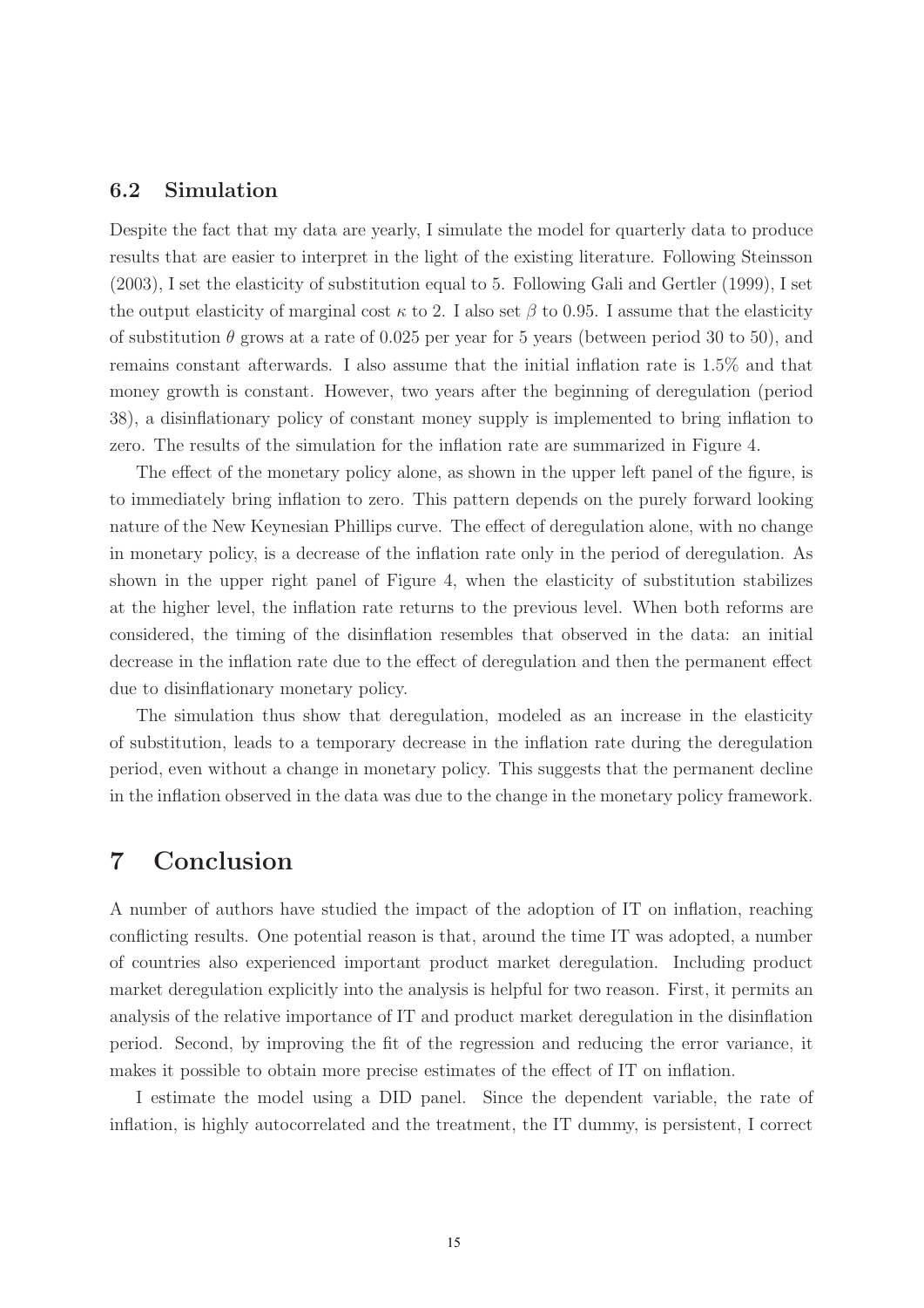### 6.2 Simulation

Despite the fact that my data are yearly, I simulate the model for quarterly data to produce results that are easier to interpret in the light of the existing literature. Following Steinsson (2003), I set the elasticity of substitution equal to 5. Following Gali and Gertler (1999), I set the output elasticity of marginal cost $\kappa$ to 2. I also set $\beta$ to 0.95. I assume that the elasticity of substitution $\theta$ grows at a rate of 0.025 per year for 5 years (between period 30 to 50), and remains constant afterwards. I also assume that the initial inflation rate is 1.5% and that money growth is constant. However, two years after the beginning of deregulation (period 38), a disinflationary policy of constant money supply is implemented to bring inflation to zero. The results of the simulation for the inflation rate are summarized in Figure 4.

The effect of the monetary policy alone, as shown in the upper left panel of the figure, is to immediately bring inflation to zero. This pattern depends on the purely forward looking nature of the New Keynesian Phillips curve. The effect of deregulation alone, with no change in monetary policy, is a decrease of the inflation rate only in the period of deregulation. As shown in the upper right panel of Figure 4, when the elasticity of substitution stabilizes at the higher level, the inflation rate returns to the previous level. When both reforms are considered, the timing of the disinflation resembles that observed in the data: an initial decrease in the inflation rate due to the effect of deregulation and then the permanent effect due to disinflationary monetary policy.

The simulation thus show that deregulation, modeled as an increase in the elasticity of substitution, leads to a temporary decrease in the inflation rate during the deregulation period, even without a change in monetary policy. This suggests that the permanent decline in the inflation observed in the data was due to the change in the monetary policy framework.

## 7 Conclusion

A number of authors have studied the impact of the adoption of IT on inflation, reaching conflicting results. One potential reason is that, around the time IT was adopted, a number of countries also experienced important product market deregulation. Including product market deregulation explicitly into the analysis is helpful for two reason. First, it permits an analysis of the relative importance of IT and product market deregulation in the disinflation period. Second, by improving the fit of the regression and reducing the error variance, it makes it possible to obtain more precise estimates of the effect of IT on inflation.

I estimate the model using a DID panel. Since the dependent variable, the rate of inflation, is highly autocorrelated and the treatment, the IT dummy, is persistent, I correct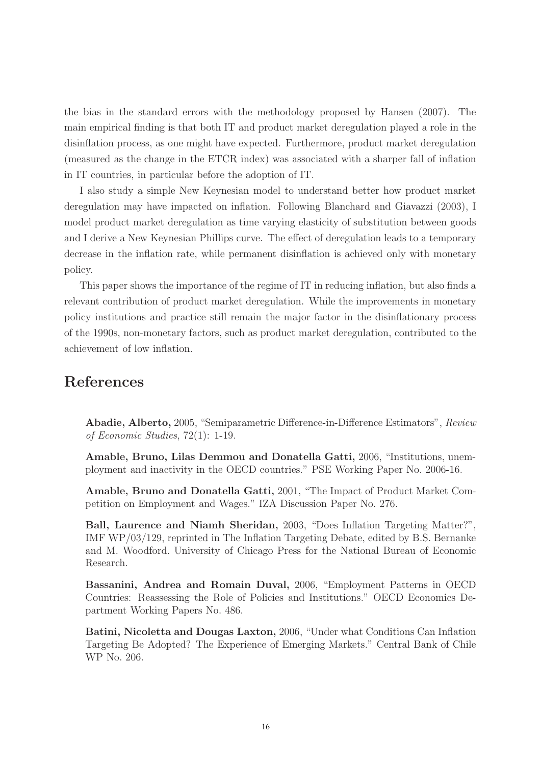the bias in the standard errors with the methodology proposed by Hansen (2007). The main empirical finding is that both IT and product market deregulation played a role in the disinflation process, as one might have expected. Furthermore, product market deregulation (measured as the change in the ETCR index) was associated with a sharper fall of inflation in IT countries, in particular before the adoption of IT.

I also study a simple New Keynesian model to understand better how product market deregulation may have impacted on inflation. Following Blanchard and Giavazzi (2003), I model product market deregulation as time varying elasticity of substitution between goods and I derive a New Keynesian Phillips curve. The effect of deregulation leads to a temporary decrease in the inflation rate, while permanent disinflation is achieved only with monetary policy.

This paper shows the importance of the regime of IT in reducing inflation, but also finds a relevant contribution of product market deregulation. While the improvements in monetary policy institutions and practice still remain the major factor in the disinflationary process of the 1990s, non-monetary factors, such as product market deregulation, contributed to the achievement of low inflation.

# References

**Abadie, Alberto,** 2005, "Semiparametric Difference-in-Difference Estimators", *Review of Economic Studies*, 72(1): 1-19.

**Amable, Bruno, Lilas Demmou and Donatella Gatti,** 2006, "Institutions, unemployment and inactivity in the OECD countries." PSE Working Paper No. 2006-16.

**Amable, Bruno and Donatella Gatti,** 2001, "The Impact of Product Market Competition on Employment and Wages." IZA Discussion Paper No. 276.

**Ball, Laurence and Niamh Sheridan,** 2003, "Does Inflation Targeting Matter?", IMF WP/03/129, reprinted in The Inflation Targeting Debate, edited by B.S. Bernanke and M. Woodford. University of Chicago Press for the National Bureau of Economic Research.

**Bassanini, Andrea and Romain Duval,** 2006, "Employment Patterns in OECD Countries: Reassessing the Role of Policies and Institutions." OECD Economics Department Working Papers No. 486.

**Batini, Nicoletta and Dougas Laxton,** 2006, "Under what Conditions Can Inflation Targeting Be Adopted? The Experience of Emerging Markets." Central Bank of Chile WP No. 206.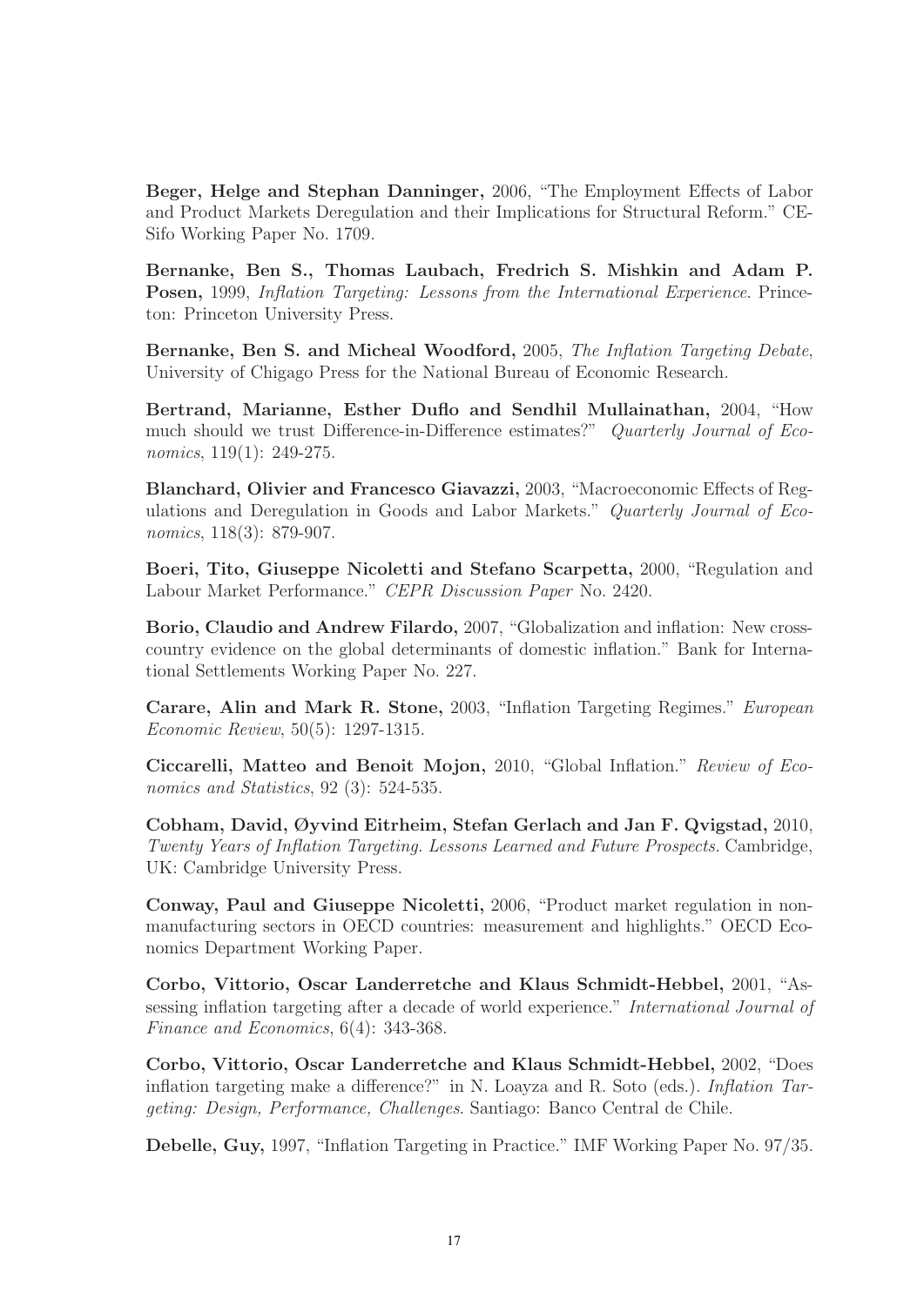**Beger, Helge and Stephan Danninger,** 2006, "The Employment Effects of Labor and Product Markets Deregulation and their Implications for Structural Reform." CESifo Working Paper No. 1709.

**Bernanke, Ben S., Thomas Laubach, Fredrich S. Mishkin and Adam P. Posen,** 1999, *Inflation Targeting: Lessons from the International Experience*. Princeton: Princeton University Press.

**Bernanke, Ben S. and Micheal Woodford,** 2005, *The Inflation Targeting Debate*, University of Chigago Press for the National Bureau of Economic Research.

**Bertrand, Marianne, Esther Duflo and Sendhil Mullainathan,** 2004, "How much should we trust Difference-in-Difference estimates?" *Quarterly Journal of Economics*, 119(1): 249-275.

**Blanchard, Olivier and Francesco Giavazzi,** 2003, "Macroeconomic Effects of Regulations and Deregulation in Goods and Labor Markets." *Quarterly Journal of Economics*, 118(3): 879-907.

**Boeri, Tito, Giuseppe Nicoletti and Stefano Scarpetta,** 2000, "Regulation and Labour Market Performance." *CEPR Discussion Paper* No. 2420.

**Borio, Claudio and Andrew Filardo,** 2007, "Globalization and inflation: New cross-country evidence on the global determinants of domestic inflation." Bank for International Settlements Working Paper No. 227.

**Carare, Alin and Mark R. Stone,** 2003, "Inflation Targeting Regimes." *European Economic Review*, 50(5): 1297-1315.

**Ciccarelli, Matteo and Benoit Mojon,** 2010, "Global Inflation." *Review of Economics and Statistics*, 92 (3): 524-535.

**Cobham, David, Øyvind Eitrheim, Stefan Gerlach and Jan F. Qvigstad,** 2010, *Twenty Years of Inflation Targeting. Lessons Learned and Future Prospects.* Cambridge, UK: Cambridge University Press.

**Conway, Paul and Giuseppe Nicoletti,** 2006, "Product market regulation in non-manufacturing sectors in OECD countries: measurement and highlights." OECD Economics Department Working Paper.

**Corbo, Vittorio, Oscar Landerretche and Klaus Schmidt-Hebbel,** 2001, "Assessing inflation targeting after a decade of world experience." *International Journal of Finance and Economics*, 6(4): 343-368.

**Corbo, Vittorio, Oscar Landerretche and Klaus Schmidt-Hebbel,** 2002, "Does inflation targeting make a difference?" in N. Loayza and R. Soto (eds.). *Inflation Targeting: Design, Performance, Challenges*. Santiago: Banco Central de Chile.

**Debelle, Guy,** 1997, "Inflation Targeting in Practice." IMF Working Paper No. 97/35.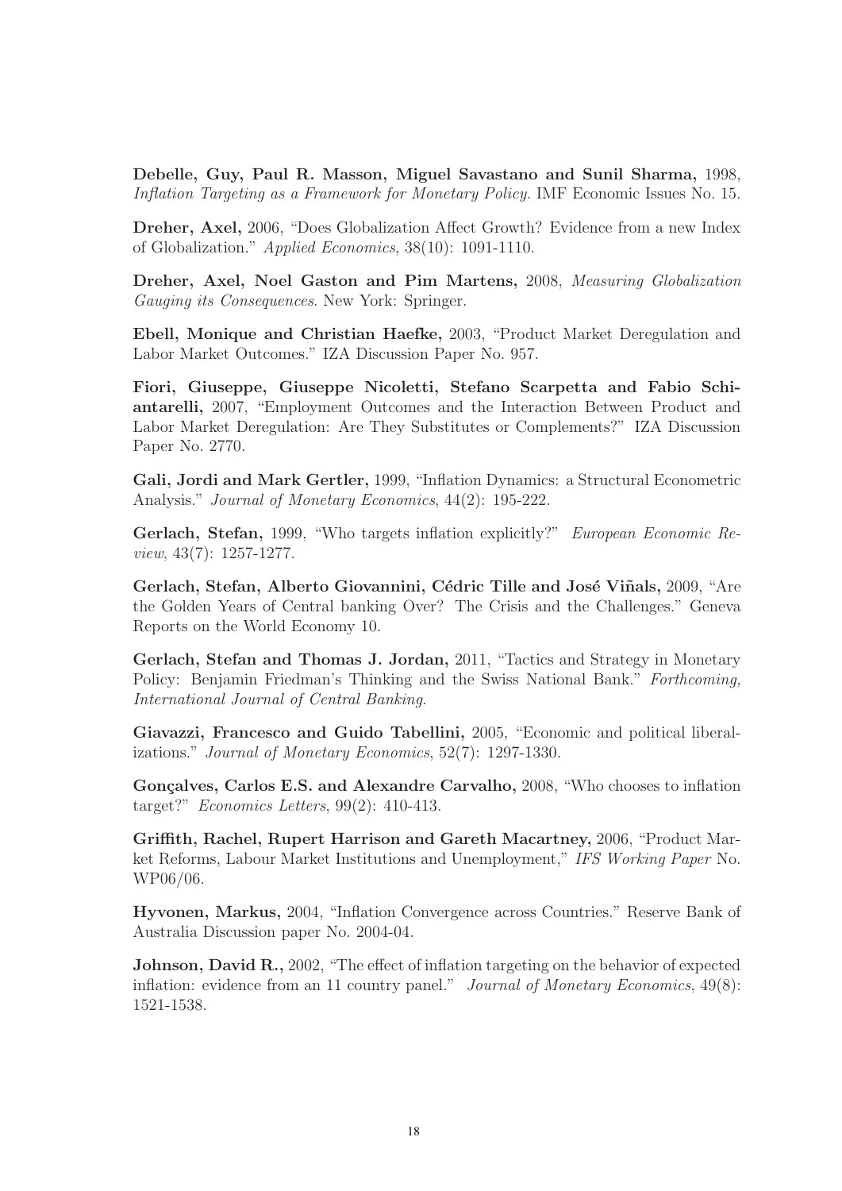**Debelle, Guy, Paul R. Masson, Miguel Savastano and Sunil Sharma,** 1998, *Inflation Targeting as a Framework for Monetary Policy.* IMF Economic Issues No. 15.

**Dreher, Axel,** 2006, "Does Globalization Affect Growth? Evidence from a new Index of Globalization." *Applied Economics*, 38(10): 1091-1110.

**Dreher, Axel, Noel Gaston and Pim Martens,** 2008, *Measuring Globalization Gauging its Consequences*. New York: Springer.

**Ebell, Monique and Christian Haefke,** 2003, "Product Market Deregulation and Labor Market Outcomes." IZA Discussion Paper No. 957.

**Fiori, Giuseppe, Giuseppe Nicoletti, Stefano Scarpetta and Fabio Schiantarelli,** 2007, "Employment Outcomes and the Interaction Between Product and Labor Market Deregulation: Are They Substitutes or Complements?" IZA Discussion Paper No. 2770.

**Gali, Jordi and Mark Gertler,** 1999, "Inflation Dynamics: a Structural Econometric Analysis." *Journal of Monetary Economics*, 44(2): 195-222.

**Gerlach, Stefan,** 1999, "Who targets inflation explicitly?" *European Economic Review*, 43(7): 1257-1277.

**Gerlach, Stefan, Alberto Giovannini, Cédric Tille and José Viñals,** 2009, "Are the Golden Years of Central banking Over? The Crisis and the Challenges." Geneva Reports on the World Economy 10.

**Gerlach, Stefan and Thomas J. Jordan,** 2011, "Tactics and Strategy in Monetary Policy: Benjamin Friedman's Thinking and the Swiss National Bank." *Forthcoming, International Journal of Central Banking*.

**Giavazzi, Francesco and Guido Tabellini,** 2005, "Economic and political liberalizations." *Journal of Monetary Economics*, 52(7): 1297-1330.

**Gonçalves, Carlos E.S. and Alexandre Carvalho,** 2008, "Who chooses to inflation target?" *Economics Letters*, 99(2): 410-413.

**Griffith, Rachel, Rupert Harrison and Gareth Macartney,** 2006, "Product Market Reforms, Labour Market Institutions and Unemployment," *IFS Working Paper* No. WP06/06.

**Hyvonen, Markus,** 2004, "Inflation Convergence across Countries." Reserve Bank of Australia Discussion paper No. 2004-04.

**Johnson, David R.,** 2002, "The effect of inflation targeting on the behavior of expected inflation: evidence from an 11 country panel." *Journal of Monetary Economics*, 49(8): 1521-1538.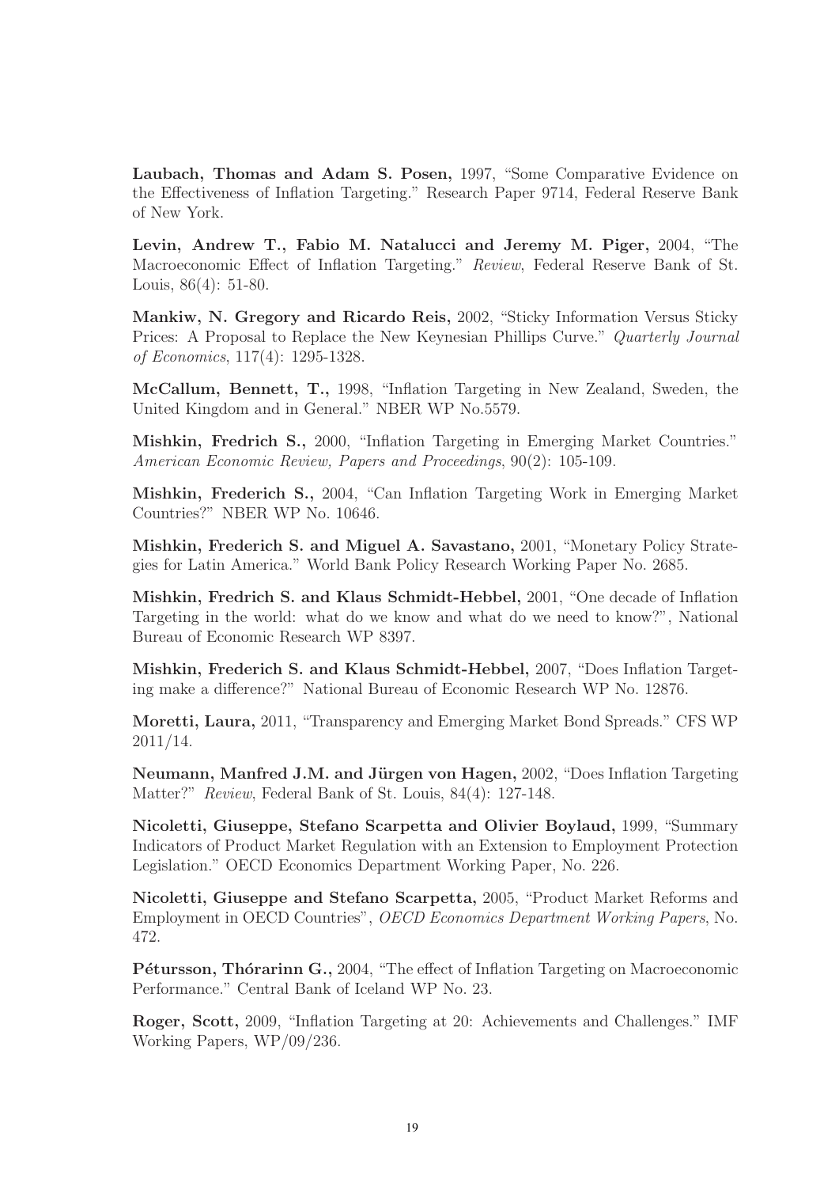**Laubach, Thomas and Adam S. Posen,** 1997, "Some Comparative Evidence on the Effectiveness of Inflation Targeting." Research Paper 9714, Federal Reserve Bank of New York.

**Levin, Andrew T., Fabio M. Natalucci and Jeremy M. Piger,** 2004, "The Macroeconomic Effect of Inflation Targeting." *Review*, Federal Reserve Bank of St. Louis, 86(4): 51-80.

**Mankiw, N. Gregory and Ricardo Reis,** 2002, "Sticky Information Versus Sticky Prices: A Proposal to Replace the New Keynesian Phillips Curve." *Quarterly Journal of Economics*, 117(4): 1295-1328.

**McCallum, Bennett, T.,** 1998, "Inflation Targeting in New Zealand, Sweden, the United Kingdom and in General." NBER WP No.5579.

**Mishkin, Fredrich S.,** 2000, "Inflation Targeting in Emerging Market Countries." *American Economic Review, Papers and Proceedings*, 90(2): 105-109.

**Mishkin, Frederich S.,** 2004, "Can Inflation Targeting Work in Emerging Market Countries?" NBER WP No. 10646.

**Mishkin, Frederich S. and Miguel A. Savastano,** 2001, "Monetary Policy Strategies for Latin America." World Bank Policy Research Working Paper No. 2685.

**Mishkin, Fredrich S. and Klaus Schmidt-Hebbel,** 2001, "One decade of Inflation Targeting in the world: what do we know and what do we need to know?", National Bureau of Economic Research WP 8397.

**Mishkin, Frederich S. and Klaus Schmidt-Hebbel,** 2007, "Does Inflation Targeting make a difference?" National Bureau of Economic Research WP No. 12876.

**Moretti, Laura,** 2011, "Transparency and Emerging Market Bond Spreads." CFS WP 2011/14.

**Neumann, Manfred J.M. and Jürgen von Hagen,** 2002, "Does Inflation Targeting Matter?" *Review*, Federal Bank of St. Louis, 84(4): 127-148.

**Nicoletti, Giuseppe, Stefano Scarpetta and Olivier Boylaud,** 1999, "Summary Indicators of Product Market Regulation with an Extension to Employment Protection Legislation." OECD Economics Department Working Paper, No. 226.

**Nicoletti, Giuseppe and Stefano Scarpetta,** 2005, "Product Market Reforms and Employment in OECD Countries", *OECD Economics Department Working Papers*, No. 472.

**Pétursson, Thórarinn G.,** 2004, "The effect of Inflation Targeting on Macroeconomic Performance." Central Bank of Iceland WP No. 23.

**Roger, Scott,** 2009, "Inflation Targeting at 20: Achievements and Challenges." IMF Working Papers, WP/09/236.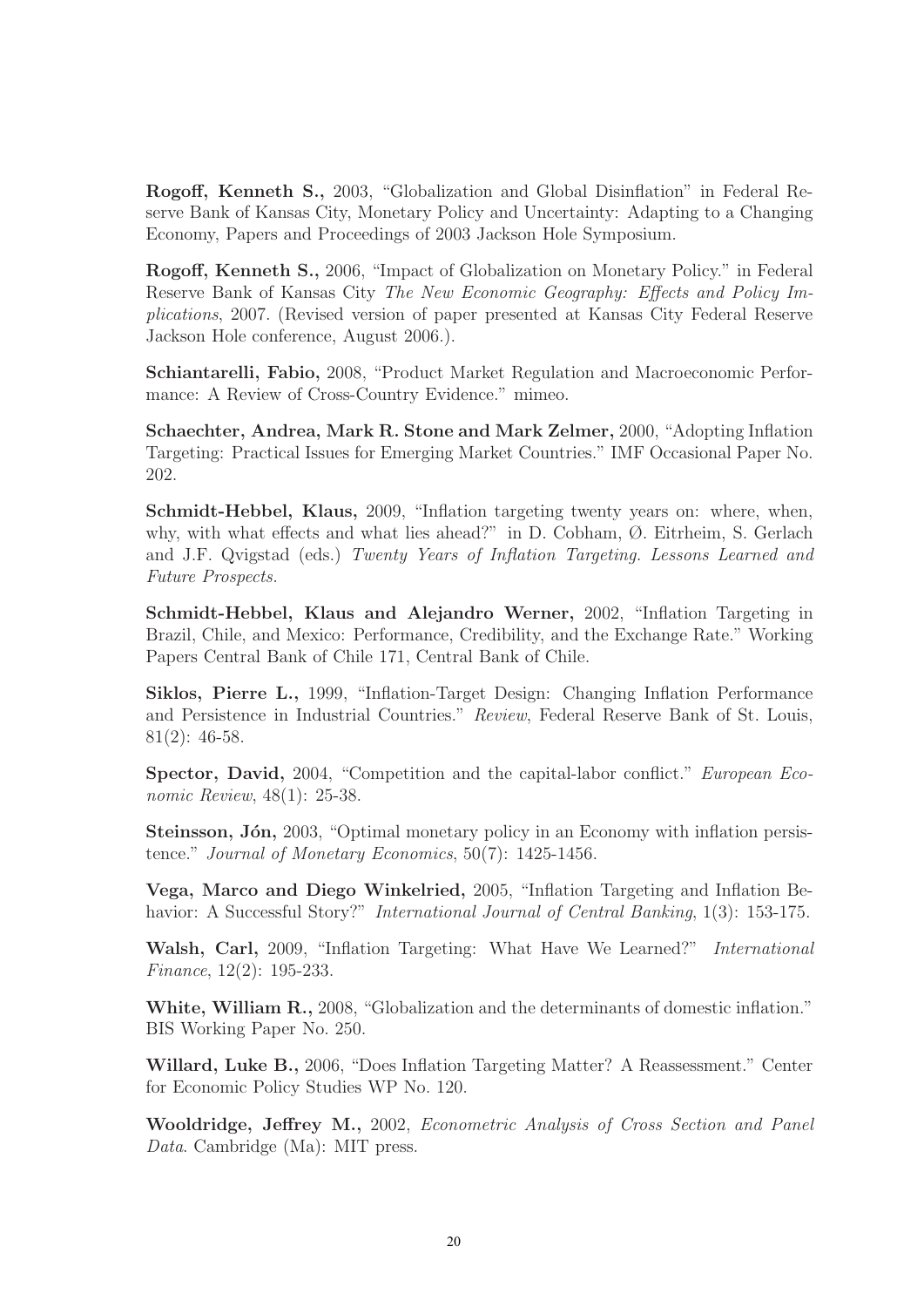**Rogoff, Kenneth S.,** 2003, "Globalization and Global Disinflation" in Federal Reserve Bank of Kansas City, Monetary Policy and Uncertainty: Adapting to a Changing Economy, Papers and Proceedings of 2003 Jackson Hole Symposium.

**Rogoff, Kenneth S.,** 2006, "Impact of Globalization on Monetary Policy." in Federal Reserve Bank of Kansas City *The New Economic Geography: Effects and Policy Implications*, 2007. (Revised version of paper presented at Kansas City Federal Reserve Jackson Hole conference, August 2006.).

**Schiantarelli, Fabio,** 2008, "Product Market Regulation and Macroeconomic Performance: A Review of Cross-Country Evidence." mimeo.

**Schaechter, Andrea, Mark R. Stone and Mark Zelmer,** 2000, "Adopting Inflation Targeting: Practical Issues for Emerging Market Countries." IMF Occasional Paper No. 202.

**Schmidt-Hebbel, Klaus,** 2009, "Inflation targeting twenty years on: where, when, why, with what effects and what lies ahead?" in D. Cobham, Ø. Eitrheim, S. Gerlach and J.F. Qvigstad (eds.) *Twenty Years of Inflation Targeting. Lessons Learned and Future Prospects.*

**Schmidt-Hebbel, Klaus and Alejandro Werner,** 2002, "Inflation Targeting in Brazil, Chile, and Mexico: Performance, Credibility, and the Exchange Rate." Working Papers Central Bank of Chile 171, Central Bank of Chile.

**Siklos, Pierre L.,** 1999, "Inflation-Target Design: Changing Inflation Performance and Persistence in Industrial Countries." *Review*, Federal Reserve Bank of St. Louis, 81(2): 46-58.

**Spector, David,** 2004, "Competition and the capital-labor conflict." *European Economic Review*, 48(1): 25-38.

**Steinsson, Jón,** 2003, "Optimal monetary policy in an Economy with inflation persistence." *Journal of Monetary Economics*, 50(7): 1425-1456.

**Vega, Marco and Diego Winkelried,** 2005, "Inflation Targeting and Inflation Behavior: A Successful Story?" *International Journal of Central Banking*, 1(3): 153-175.

**Walsh, Carl,** 2009, "Inflation Targeting: What Have We Learned?" *International Finance*, 12(2): 195-233.

**White, William R.,** 2008, "Globalization and the determinants of domestic inflation." BIS Working Paper No. 250.

**Willard, Luke B.,** 2006, "Does Inflation Targeting Matter? A Reassessment." Center for Economic Policy Studies WP No. 120.

**Wooldridge, Jeffrey M.,** 2002, *Econometric Analysis of Cross Section and Panel Data*. Cambridge (Ma): MIT press.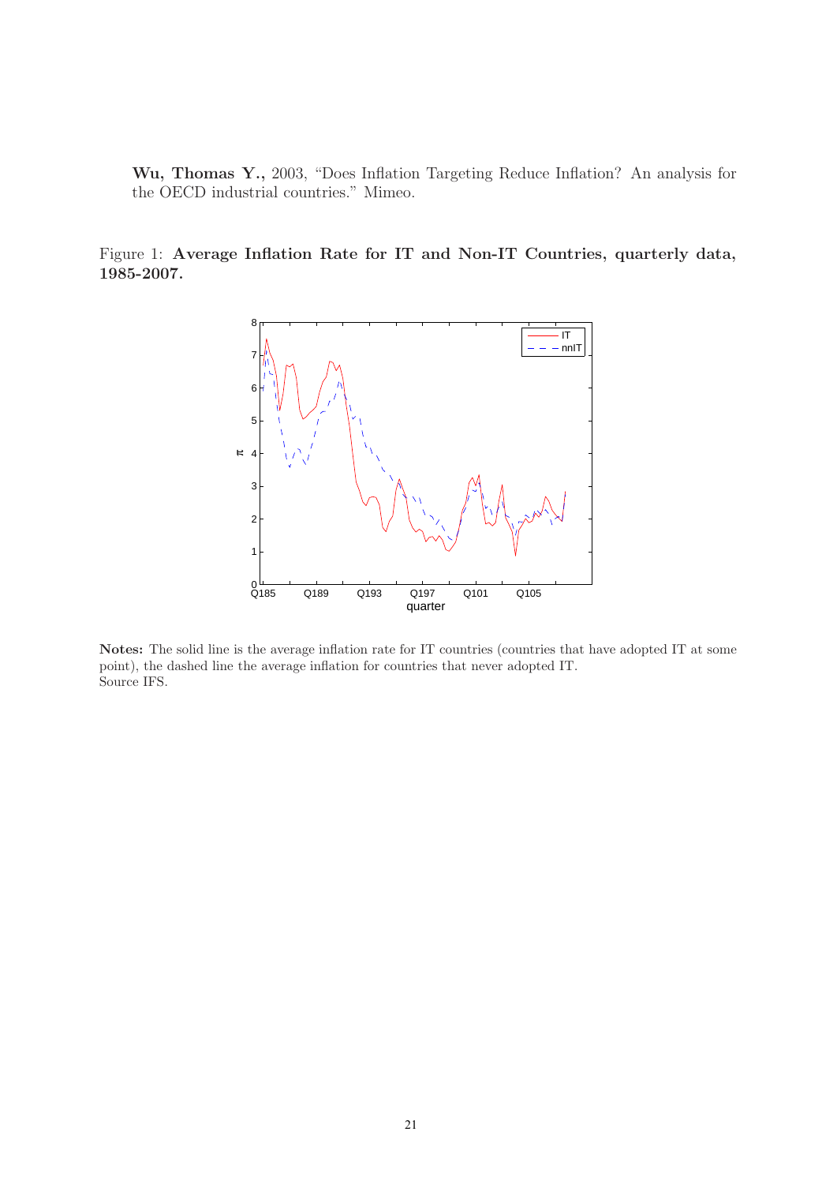**Wu, Thomas Y.,** 2003, "Does Inflation Targeting Reduce Inflation? An analysis for the OECD industrial countries." Mimeo.

Figure 1: **Average Inflation Rate for IT and Non-IT Countries, quarterly data, 1985-2007.**

**Notes:** The solid line is the average inflation rate for IT countries (countries that have adopted IT at some point), the dashed line the average inflation for countries that never adopted IT.
Source IFS.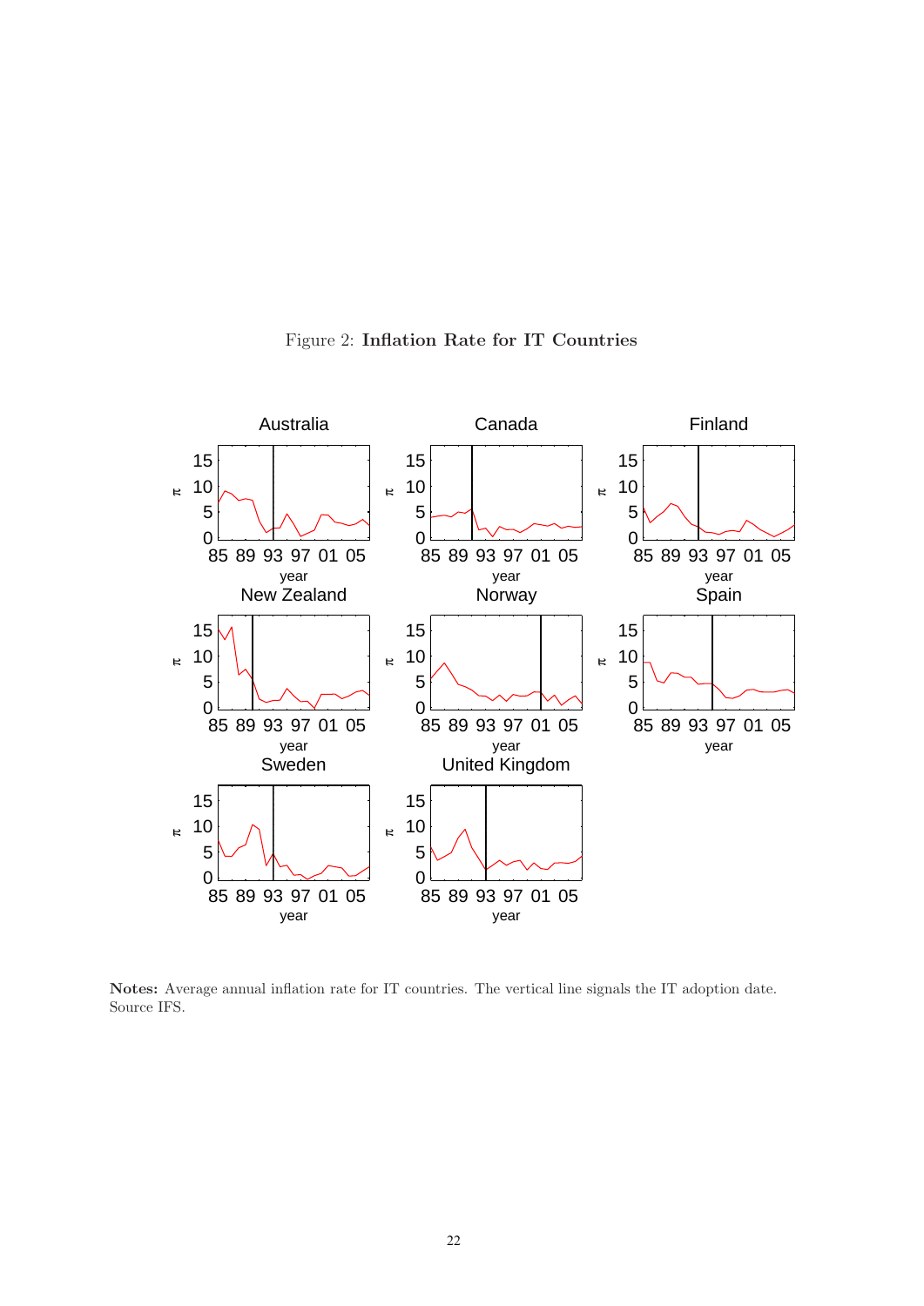Figure 2: **Inflation Rate for IT Countries**

**Notes:** Average annual inflation rate for IT countries. The vertical line signals the IT adoption date. Source IFS.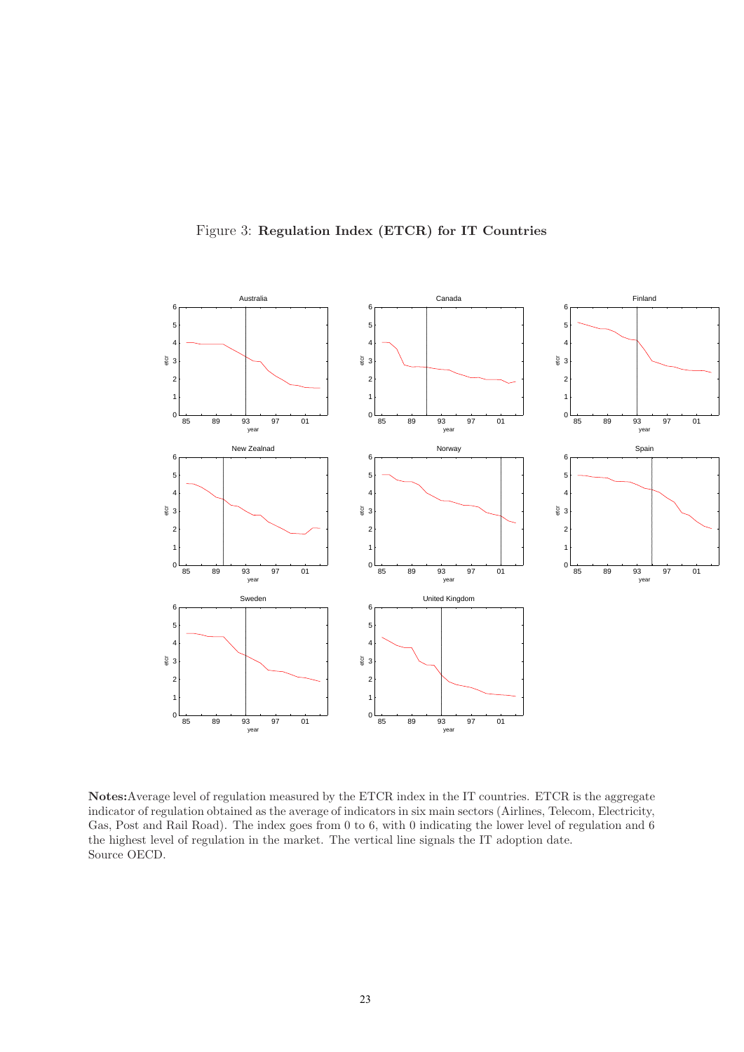Figure 3: **Regulation Index (ETCR) for IT Countries**

**Notes:**Average level of regulation measured by the ETCR index in the IT countries. ETCR is the aggregate indicator of regulation obtained as the average of indicators in six main sectors (Airlines, Telecom, Electricity, Gas, Post and Rail Road). The index goes from 0 to 6, with 0 indicating the lower level of regulation and 6 the highest level of regulation in the market. The vertical line signals the IT adoption date.
Source OECD.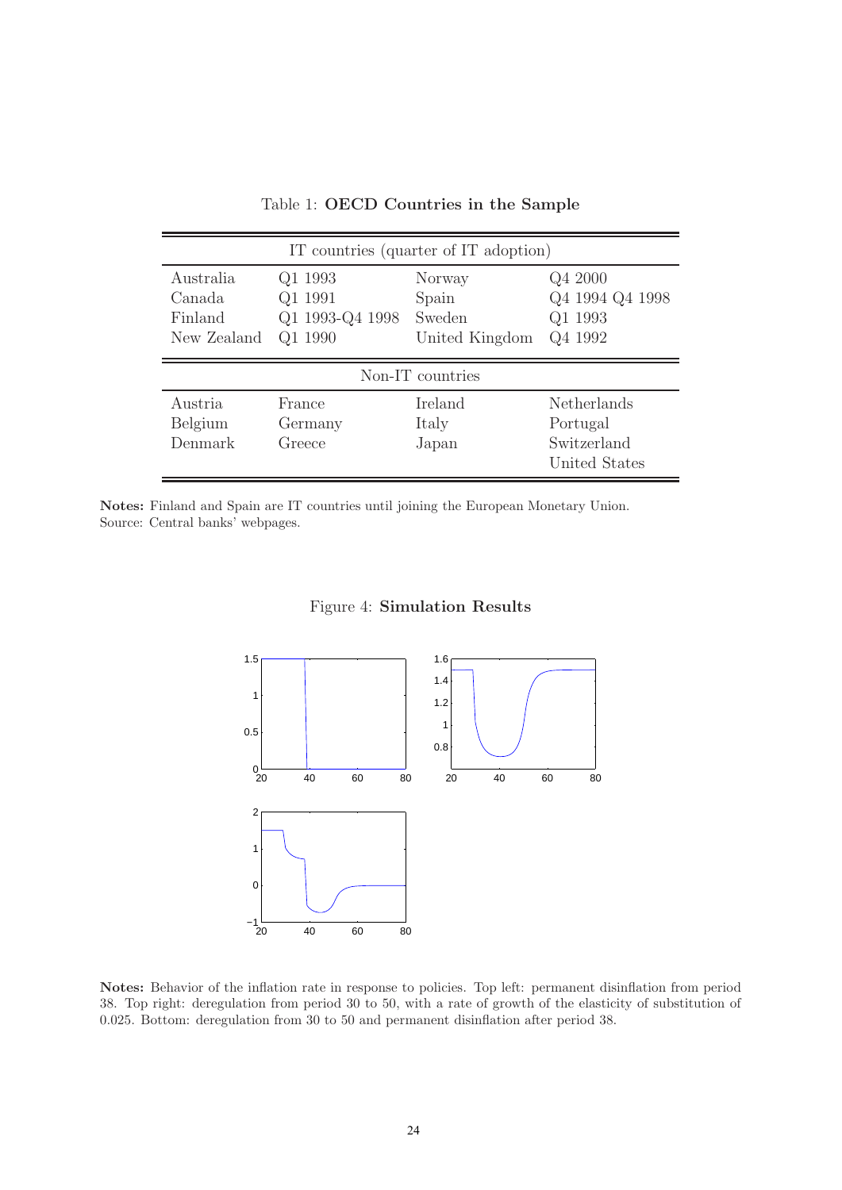Table 1: **OECD Countries in the Sample**

| IT countries (quarter of IT adoption) | | | |
|---|---|---|---|
| Australia | Q1 1993 | Norway | Q4 2000 |
| Canada | Q1 1991 | Spain | Q4 1994 Q4 1998 |
| Finland | Q1 1993-Q4 1998 | Sweden | Q1 1993 |
| New Zealand | Q1 1990 | United Kingdom | Q4 1992 |
| **Non-IT countries** | | | |
| Austria | France | Ireland | Netherlands |
| Belgium | Germany | Italy | Portugal |
| Denmark | Greece | Japan | Switzerland |
| | | | United States |

**Notes:** Finland and Spain are IT countries until joining the European Monetary Union.
Source: Central banks' webpages.

Figure 4: **Simulation Results**

**Notes:** Behavior of the inflation rate in response to policies. Top left: permanent disinflation from period 38. Top right: deregulation from period 30 to 50, with a rate of growth of the elasticity of substitution of 0.025. Bottom: deregulation from 30 to 50 and permanent disinflation after period 38.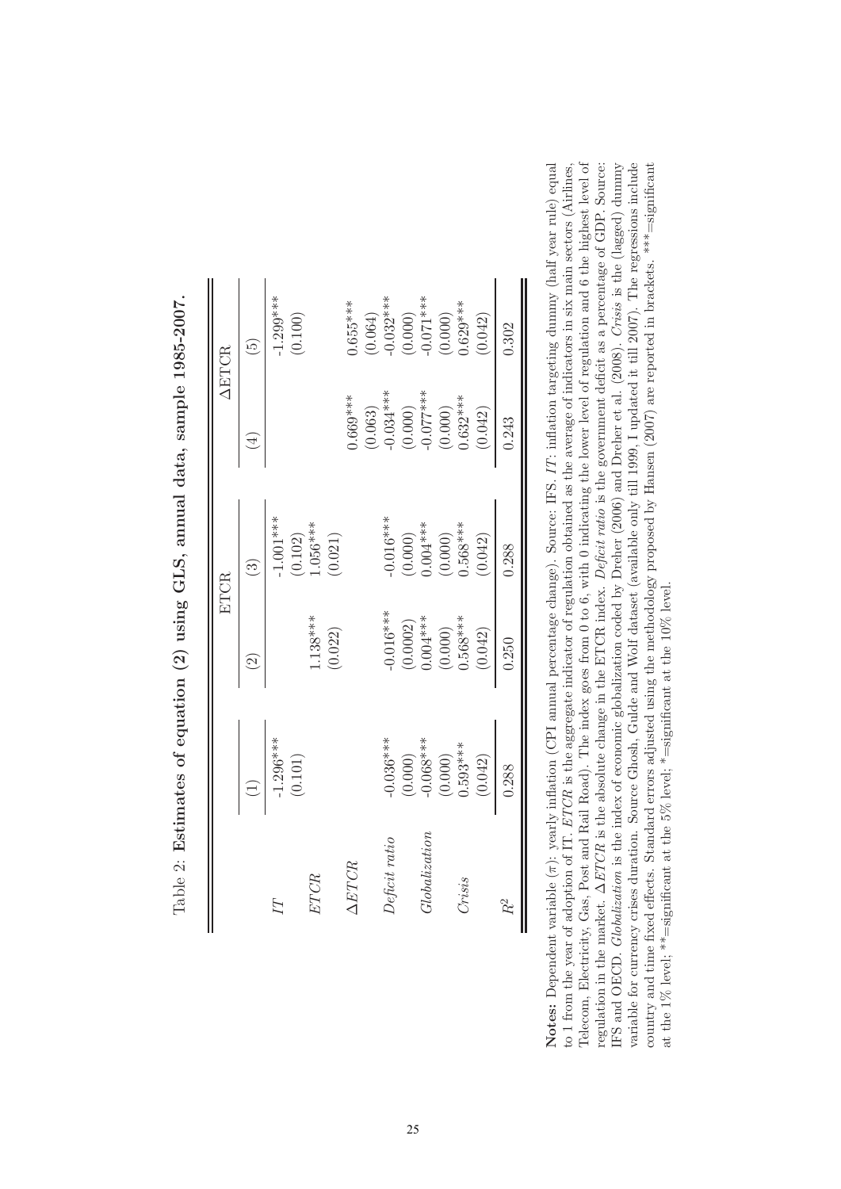Table 2: **Estimates of equation (2) using GLS, annual data, sample 1985-2007.**

| | | ETCR | | ΔETCR | |
|---|---|---|---|---|---|
| | (1) | (2) | (3) | (4) | (5) |
| *IT* | -1.296*** | | -1.001*** | | -1.299*** |
| | (0.101) | | (0.102) | | (0.100) |
| *ETCR* | | 1.138*** | 1.056*** | | |
| | | (0.022) | (0.021) | | |
| *ΔETCR* | | | | 0.669*** | 0.655*** |
| | | | | (0.063) | (0.064) |
| *Deficit ratio* | -0.036*** | -0.016*** | -0.016*** | -0.034*** | -0.032*** |
| | (0.000) | (0.0002) | (0.000) | (0.000) | (0.000) |
| *Globalization* | -0.068*** | 0.004*** | 0.004*** | -0.077*** | -0.071*** |
| | (0.000) | (0.000) | (0.000) | (0.000) | (0.000) |
| *Crisis* | 0.593*** | 0.568*** | 0.568*** | 0.632*** | 0.629*** |
| | (0.042) | (0.042) | (0.042) | (0.042) | (0.042) |
| $R^2$ | 0.288 | 0.250 | 0.288 | 0.243 | 0.302 |

**Notes:** Dependent variable ($\pi$): yearly inflation (CPI annual percentage change). Source: IFS. *IT*: inflation targeting dummy (half year rule) equal to 1 from the year of adoption of IT. *ETCR* is the aggregate indicator of regulation obtained as the average of indicators in six main sectors (Airlines, Telecom, Electricity, Gas, Post and Rail Road). The index goes from 0 to 6, with 0 indicating the lower level of regulation and 6 the highest level of regulation in the market. Δ*ETCR* is the absolute change in the ETCR index. *Deficit ratio* is the government deficit as a percentage of GDP. Source: IFS and OECD. *Globalization* is the index of economic globalization coded by Dreher (2006) and Dreher et al. (2008). *Crisis* is the (lagged) dummy variable for currency crises duration. Source Ghosh, Gulde and Wolf dataset (available only till 1999, I updated it till 2007). The regressions include country and time fixed effects. Standard errors adjusted using the methodology proposed by Hansen (2007) are reported in brackets. ***=significant at the 1% level; **=significant at the 5% level; *=significant at the 10% level.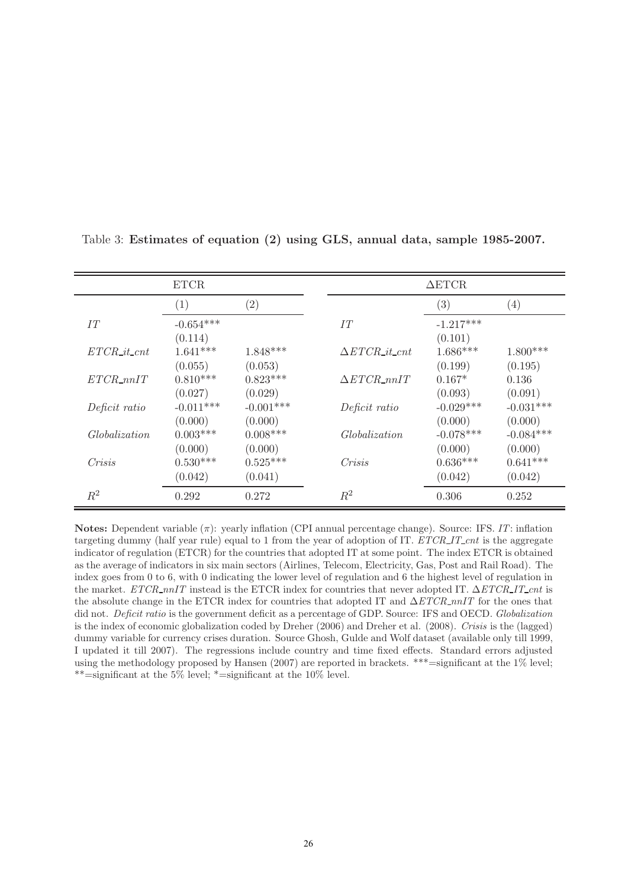Table 3: **Estimates of equation (2) using GLS, annual data, sample 1985-2007.**

| ETCR | | | ΔETCR | | |
|---|---|---|---|---|---|
| | (1) | (2) | | (3) | (4) |
| *IT* | -0.654*** | | *IT* | -1.217*** | |
| | (0.114) | | | (0.101) | |
| *ETCR_it_cnt* | 1.641*** | 1.848*** | $\Delta ETCR\_it\_cnt$ | 1.686*** | 1.800*** |
| | (0.055) | (0.053) | | (0.199) | (0.195) |
| *ETCR_nnIT* | 0.810*** | 0.823*** | $\Delta ETCR\_nnIT$ | 0.167* | 0.136 |
| | (0.027) | (0.029) | | (0.093) | (0.091) |
| *Deficit ratio* | -0.011*** | -0.001*** | *Deficit ratio* | -0.029*** | -0.031*** |
| | (0.000) | (0.000) | | (0.000) | (0.000) |
| *Globalization* | 0.003*** | 0.008*** | *Globalization* | -0.078*** | -0.084*** |
| | (0.000) | (0.000) | | (0.000) | (0.000) |
| *Crisis* | 0.530*** | 0.525*** | *Crisis* | 0.636*** | 0.641*** |
| | (0.042) | (0.041) | | (0.042) | (0.042) |
| $R^2$ | 0.292 | 0.272 | $R^2$ | 0.306 | 0.252 |

**Notes:** Dependent variable ($\pi$): yearly inflation (CPI annual percentage change). Source: IFS. *IT*: inflation targeting dummy (half year rule) equal to 1 from the year of adoption of IT. *ETCR_IT_cnt* is the aggregate indicator of regulation (ETCR) for the countries that adopted IT at some point. The index ETCR is obtained as the average of indicators in six main sectors (Airlines, Telecom, Electricity, Gas, Post and Rail Road). The index goes from 0 to 6, with 0 indicating the lower level of regulation and 6 the highest level of regulation in the market. *ETCR_nnIT* instead is the ETCR index for countries that never adopted IT. $\Delta ETCR\_IT\_cnt$ is the absolute change in the ETCR index for countries that adopted IT and $\Delta ETCR\_nnIT$ for the ones that did not. *Deficit ratio* is the government deficit as a percentage of GDP. Source: IFS and OECD. *Globalization* is the index of economic globalization coded by Dreher (2006) and Dreher et al. (2008). *Crisis* is the (lagged) dummy variable for currency crises duration. Source Ghosh, Gulde and Wolf dataset (available only till 1999, I updated it till 2007). The regressions include country and time fixed effects. Standard errors adjusted using the methodology proposed by Hansen (2007) are reported in brackets. ***=significant at the 1% level; **=significant at the 5% level; *=significant at the 10% level.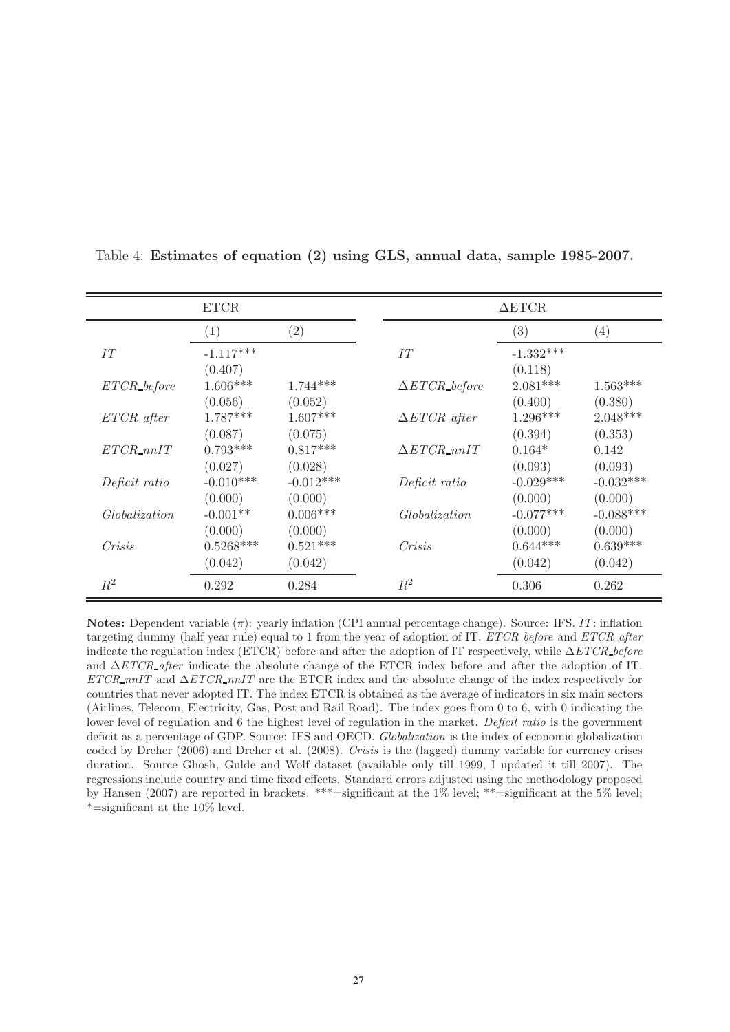Table 4: **Estimates of equation (2) using GLS, annual data, sample 1985-2007.**

| | ETCR | | | ΔETCR | |
|---|---|---|---|---|---|
| | (1) | (2) | | (3) | (4) |
| *IT* | -1.117*** | | *IT* | -1.332*** | |
| | (0.407) | | | (0.118) | |
| *ETCR_before* | 1.606*** | 1.744*** | $\Delta ETCR\_before$ | 2.081*** | 1.563*** |
| | (0.056) | (0.052) | | (0.400) | (0.380) |
| *ETCR_after* | 1.787*** | 1.607*** | $\Delta ETCR\_after$ | 1.296*** | 2.048*** |
| | (0.087) | (0.075) | | (0.394) | (0.353) |
| *ETCR_nnIT* | 0.793*** | 0.817*** | $\Delta ETCR\_nnIT$ | 0.164* | 0.142 |
| | (0.027) | (0.028) | | (0.093) | (0.093) |
| *Deficit ratio* | -0.010*** | -0.012*** | *Deficit ratio* | -0.029*** | -0.032*** |
| | (0.000) | (0.000) | | (0.000) | (0.000) |
| *Globalization* | -0.001** | 0.006*** | *Globalization* | -0.077*** | -0.088*** |
| | (0.000) | (0.000) | | (0.000) | (0.000) |
| *Crisis* | 0.5268*** | 0.521*** | *Crisis* | 0.644*** | 0.639*** |
| | (0.042) | (0.042) | | (0.042) | (0.042) |
| $R^2$ | 0.292 | 0.284 | $R^2$ | 0.306 | 0.262 |

**Notes:** Dependent variable ($\pi$): yearly inflation (CPI annual percentage change). Source: IFS. *IT*: inflation targeting dummy (half year rule) equal to 1 from the year of adoption of IT. *ETCR_before* and *ETCR_after* indicate the regulation index (ETCR) before and after the adoption of IT respectively, while $\Delta ETCR\_before$ and $\Delta ETCR\_after$ indicate the absolute change of the ETCR index before and after the adoption of IT. *ETCR_nnIT* and $\Delta ETCR\_nnIT$ are the ETCR index and the absolute change of the index respectively for countries that never adopted IT. The index ETCR is obtained as the average of indicators in six main sectors (Airlines, Telecom, Electricity, Gas, Post and Rail Road). The index goes from 0 to 6, with 0 indicating the lower level of regulation and 6 the highest level of regulation in the market. *Deficit ratio* is the government deficit as a percentage of GDP. Source: IFS and OECD. *Globalization* is the index of economic globalization coded by Dreher (2006) and Dreher et al. (2008). *Crisis* is the (lagged) dummy variable for currency crises duration. Source Ghosh, Gulde and Wolf dataset (available only till 1999, I updated it till 2007). The regressions include country and time fixed effects. Standard errors adjusted using the methodology proposed by Hansen (2007) are reported in brackets. ***=significant at the 1% level; **=significant at the 5% level; *=significant at the 10% level.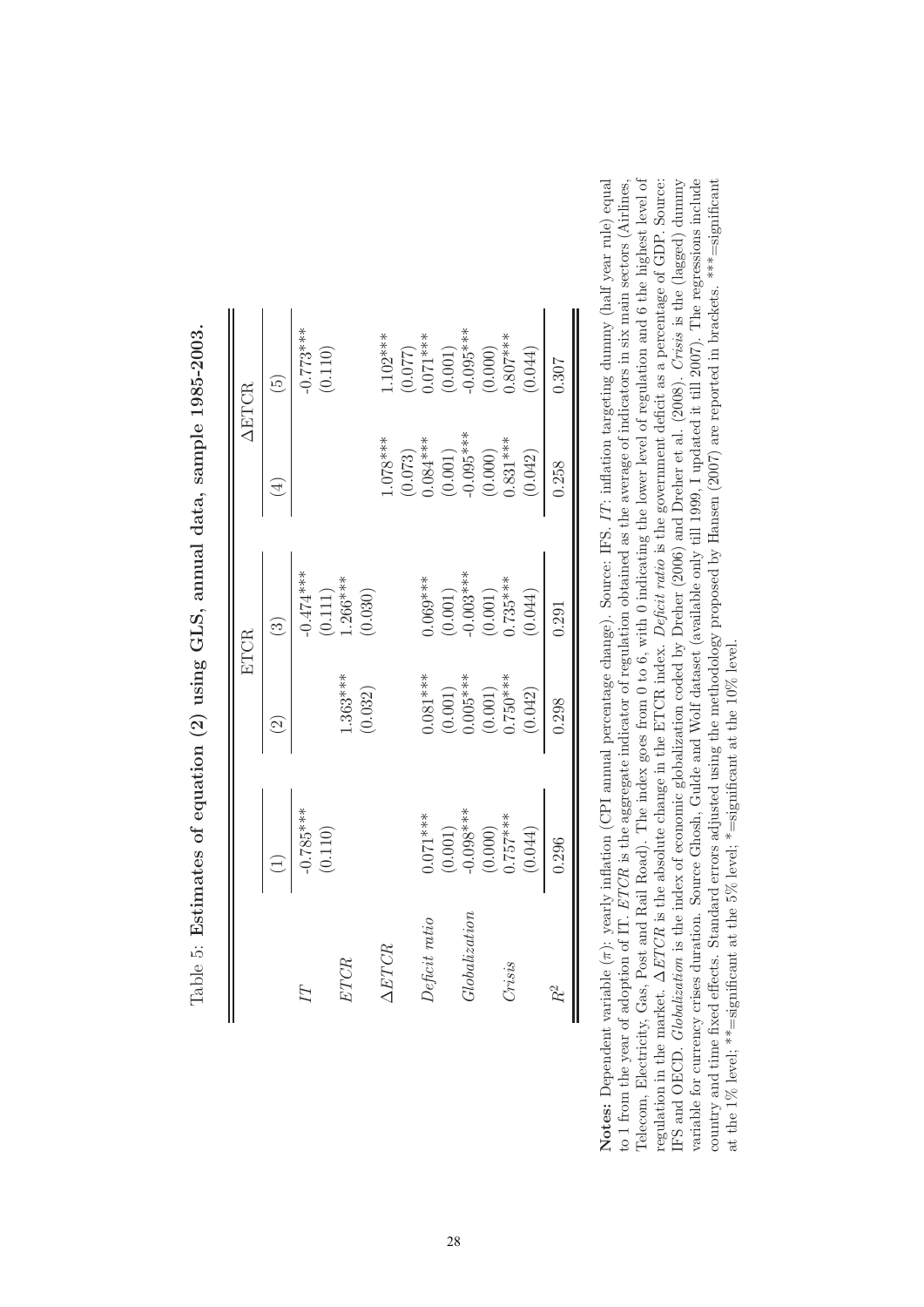Table 5: **Estimates of equation (2) using GLS, annual data, sample 1985-2003.**

| | | ETCR | | ΔETCR | |
|---|---|---|---|---|---|
| | (1) | (2) | (3) | (4) | (5) |
| *IT* | -0.785*** | | -0.474*** | | -0.773*** |
| | (0.110) | | (0.111) | | (0.110) |
| *ETCR* | | 1.363*** | 1.266*** | | |
| | | (0.032) | (0.030) | | |
| *ΔETCR* | | | | 1.078*** | 1.102*** |
| | | | | (0.073) | (0.077) |
| *Deficit ratio* | 0.071*** | 0.081*** | 0.069*** | 0.084*** | 0.071*** |
| | (0.001) | (0.001) | (0.001) | (0.001) | (0.001) |
| *Globalization* | -0.098*** | 0.005*** | -0.003*** | -0.095*** | -0.095*** |
| | (0.000) | (0.001) | (0.001) | (0.000) | (0.000) |
| *Crisis* | 0.757*** | 0.750*** | 0.735*** | 0.831*** | 0.807*** |
| | (0.044) | (0.042) | (0.044) | (0.042) | (0.044) |
| $R^2$ | 0.296 | 0.298 | 0.291 | 0.258 | 0.307 |

**Notes:** Dependent variable ($\pi$): yearly inflation (CPI annual percentage change). Source: IFS. *IT*: inflation targeting dummy (half year rule) equal to 1 from the year of adoption of IT. *ETCR* is the aggregate indicator of regulation obtained as the average of indicators in six main sectors (Airlines, Telecom, Electricity, Gas, Post and Rail Road). The index goes from 0 to 6, with 0 indicating the lower level of regulation and 6 the highest level of regulation in the market. Δ*ETCR* is the absolute change in the ETCR index. *Deficit ratio* is the government deficit as a percentage of GDP. Source: IFS and OECD. *Globalization* is the index of economic globalization coded by Dreher (2006) and Dreher et al. (2008). *Crisis* is the (lagged) dummy variable for currency crises duration. Source Ghosh, Gulde and Wolf dataset (available only till 1999, I updated it till 2007). The regressions include country and time fixed effects. Standard errors adjusted using the methodology proposed by Hansen (2007) are reported in brackets. ***=significant at the 1% level; **=significant at the 5% level; *=significant at the 10% level.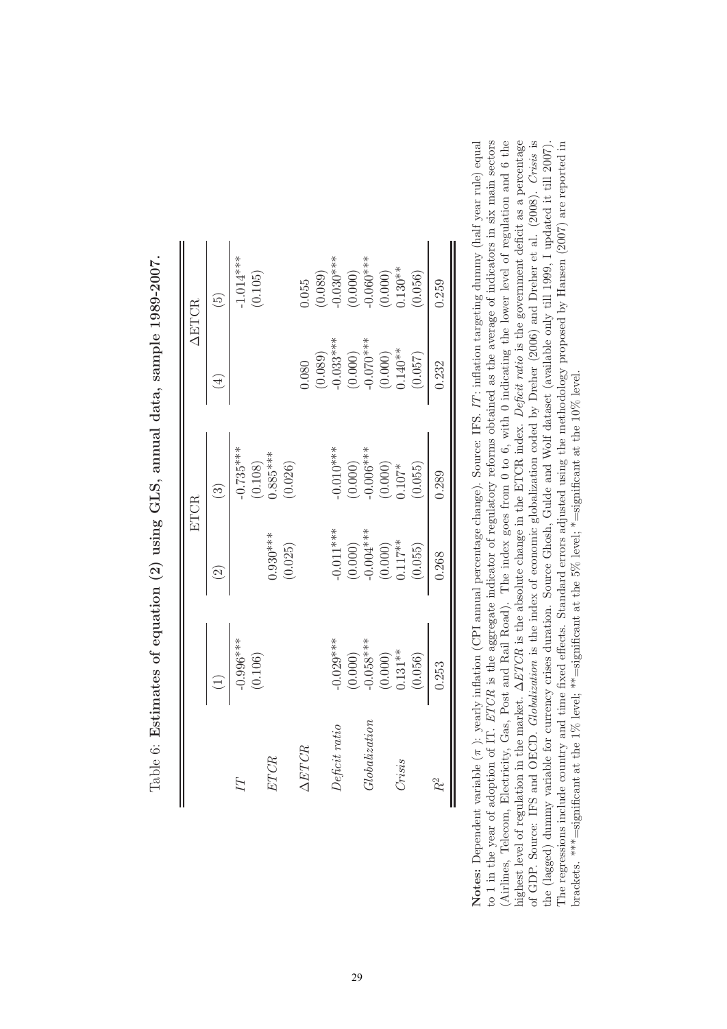Table 6: **Estimates of equation (2) using GLS, annual data, sample 1989-2007.**

| | | ETCR | | ΔETCR | |
|---|---|---|---|---|---|
| | (1) | (2) | (3) | (4) | (5) |
| *IT* | -0.996*** | | -0.735*** | | -1.014*** |
| | (0.106) | | (0.108) | | (0.105) |
| *ETCR* | | 0.930*** | 0.885*** | | |
| | | (0.025) | (0.026) | | |
| *ΔETCR* | | | | 0.080 | 0.055 |
| | | | | (0.089) | (0.089) |
| *Deficit ratio* | -0.029*** | -0.011*** | -0.010*** | -0.033*** | -0.030*** |
| | (0.000) | (0.000) | (0.000) | (0.000) | (0.000) |
| *Globalization* | -0.058*** | -0.004*** | -0.006*** | -0.070*** | -0.060*** |
| | (0.000) | (0.000) | (0.000) | (0.000) | (0.000) |
| *Crisis* | 0.131** | 0.117** | 0.107* | 0.140** | 0.130** |
| | (0.056) | (0.055) | (0.055) | (0.057) | (0.056) |
| $R^2$ | 0.253 | 0.268 | 0.289 | 0.232 | 0.259 |

**Notes:** Dependent variable ($\pi$): yearly inflation (CPI annual percentage change). Source: IFS. *IT*: inflation targeting dummy (half year rule) equal to 1 in the year of adoption of IT. *ETCR* is the aggregate indicator of regulatory reforms obtained as the average of indicators in six main sectors (Airlines, Telecom, Electricity, Gas, Post and Rail Road). The index goes from 0 to 6, with 0 indicating the lower level of regulation and 6 the highest level of regulation in the market. *ΔETCR* is the absolute change in the ETCR index. *Deficit ratio* is the government deficit as a percentage of GDP. Source: IFS and OECD. *Globalization* is the index of economic globalization coded by Dreher (2006) and Dreher et al. (2008). *Crisis* is the (lagged) dummy variable for currency crises duration. Source Ghosh, Gulde and Wolf dataset (available only till 1999, I updated it till 2007). The regressions include country and time fixed effects. Standard errors adjusted using the methodology proposed by Hansen (2007) are reported in brackets. ***=significant at the 1% level; **=significant at the 5% level; *=significant at the 10% level.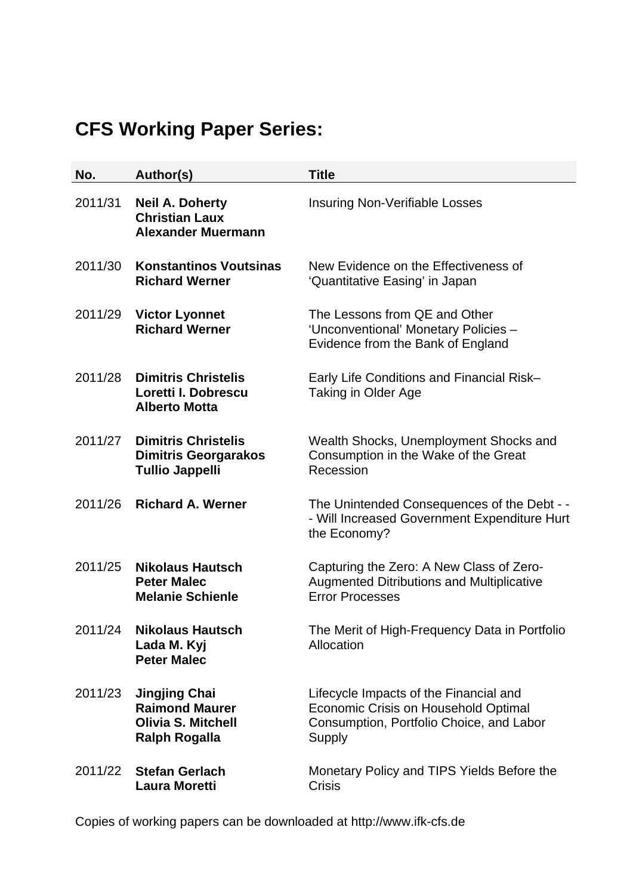## CFS Working Paper Series:

| No. | Author(s) | Title |
|---|---|---|
| 2011/31 | **Neil A. Doherty**<br>**Christian Laux**<br>**Alexander Muermann** | Insuring Non-Verifiable Losses |
| 2011/30 | **Konstantinos Voutsinas**<br>**Richard Werner** | New Evidence on the Effectiveness of 'Quantitative Easing' in Japan |
| 2011/29 | **Victor Lyonnet**<br>**Richard Werner** | The Lessons from QE and Other 'Unconventional' Monetary Policies – Evidence from the Bank of England |
| 2011/28 | **Dimitris Christelis**<br>**Loretti I. Dobrescu**<br>**Alberto Motta** | Early Life Conditions and Financial Risk–Taking in Older Age |
| 2011/27 | **Dimitris Christelis**<br>**Dimitris Georgarakos**<br>**Tullio Jappelli** | Wealth Shocks, Unemployment Shocks and Consumption in the Wake of the Great Recession |
| 2011/26 | **Richard A. Werner** | The Unintended Consequences of the Debt - - - Will Increased Government Expenditure Hurt the Economy? |
| 2011/25 | **Nikolaus Hautsch**<br>**Peter Malec**<br>**Melanie Schienle** | Capturing the Zero: A New Class of Zero-Augmented Ditributions and Multiplicative Error Processes |
| 2011/24 | **Nikolaus Hautsch**<br>**Lada M. Kyj**<br>**Peter Malec** | The Merit of High-Frequency Data in Portfolio Allocation |
| 2011/23 | **Jingjing Chai**<br>**Raimond Maurer**<br>**Olivia S. Mitchell**<br>**Ralph Rogalla** | Lifecycle Impacts of the Financial and Economic Crisis on Household Optimal Consumption, Portfolio Choice, and Labor Supply |
| 2011/22 | **Stefan Gerlach**<br>**Laura Moretti** | Monetary Policy and TIPS Yields Before the Crisis |

Copies of working papers can be downloaded at http://www.ifk-cfs.de